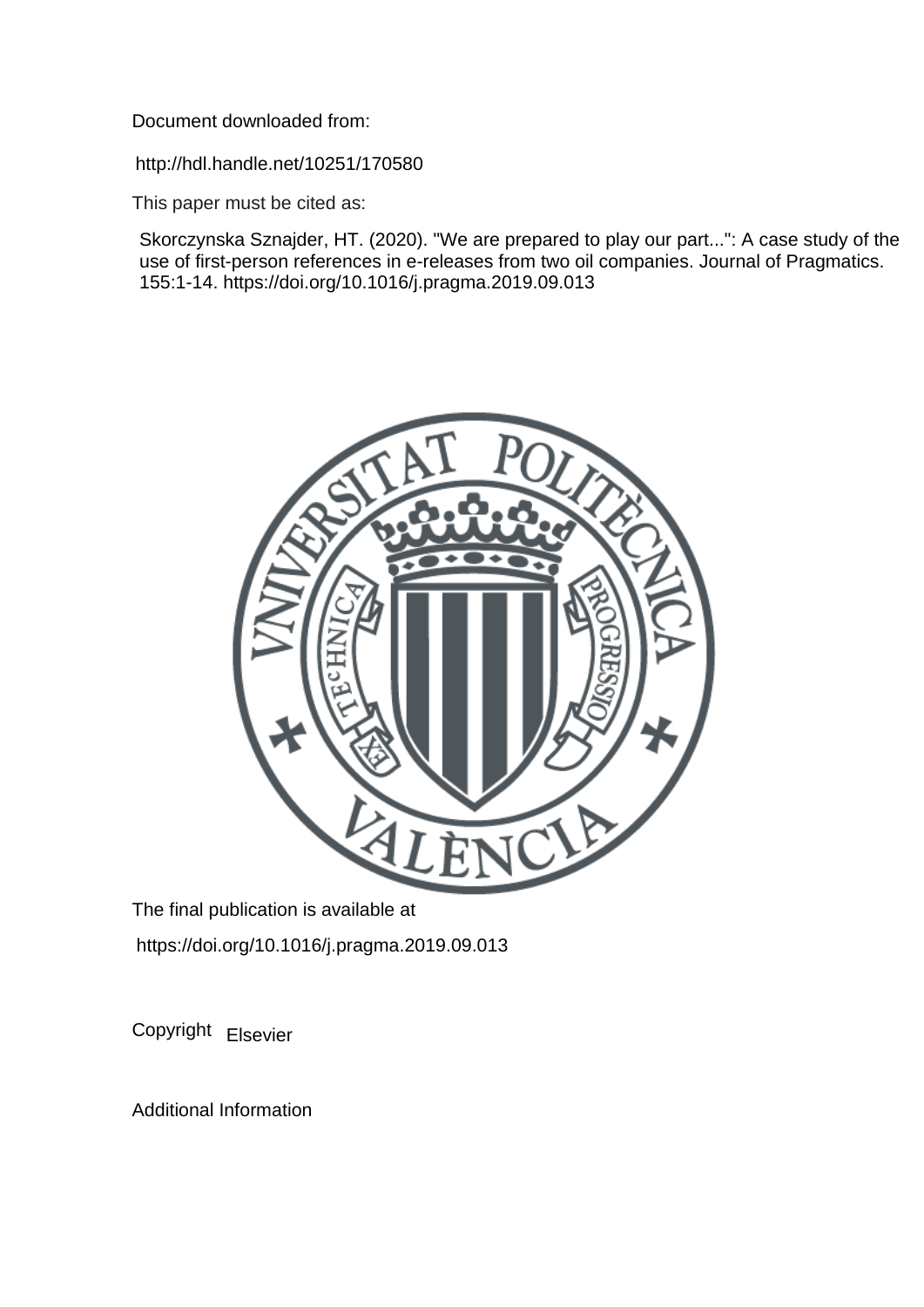Document downloaded from:

http://hdl.handle.net/10251/170580

This paper must be cited as:

Skorczynska Sznajder, HT. (2020). "We are prepared to play our part...": A case study of the use of first-person references in e-releases from two oil companies. Journal of Pragmatics. 155:1-14. https://doi.org/10.1016/j.pragma.2019.09.013

The final publication is available at

https://doi.org/10.1016/j.pragma.2019.09.013

Copyright Elsevier

Additional Information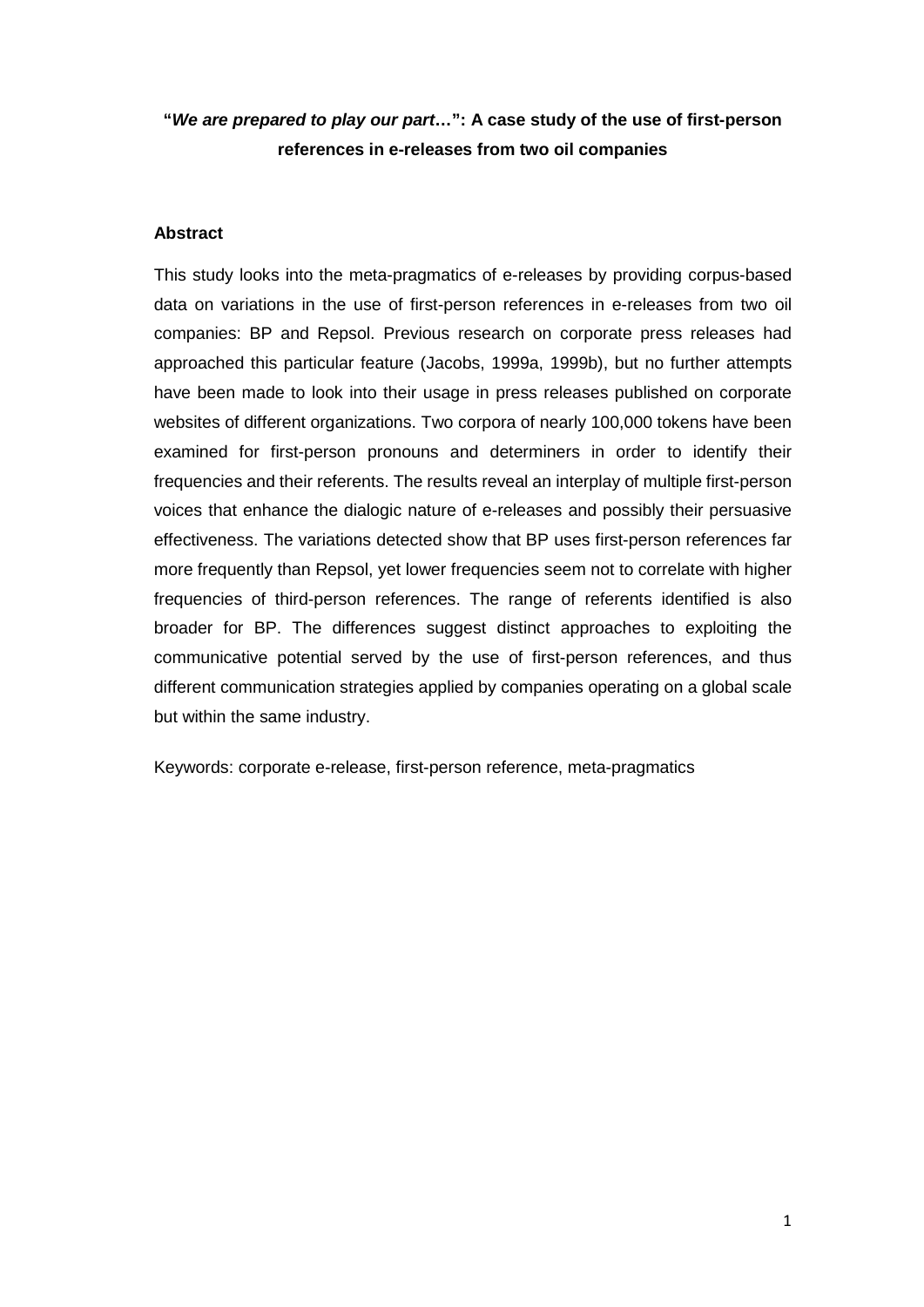# "*We are prepared to play our part*…": A case study of the use of first-person references in e-releases from two oil companies

## Abstract

This study looks into the meta-pragmatics of e-releases by providing corpus-based data on variations in the use of first-person references in e-releases from two oil companies: BP and Repsol. Previous research on corporate press releases had approached this particular feature (Jacobs, 1999a, 1999b), but no further attempts have been made to look into their usage in press releases published on corporate websites of different organizations. Two corpora of nearly 100,000 tokens have been examined for first-person pronouns and determiners in order to identify their frequencies and their referents. The results reveal an interplay of multiple first-person voices that enhance the dialogic nature of e-releases and possibly their persuasive effectiveness. The variations detected show that BP uses first-person references far more frequently than Repsol, yet lower frequencies seem not to correlate with higher frequencies of third-person references. The range of referents identified is also broader for BP. The differences suggest distinct approaches to exploiting the communicative potential served by the use of first-person references, and thus different communication strategies applied by companies operating on a global scale but within the same industry.

Keywords: corporate e-release, first-person reference, meta-pragmatics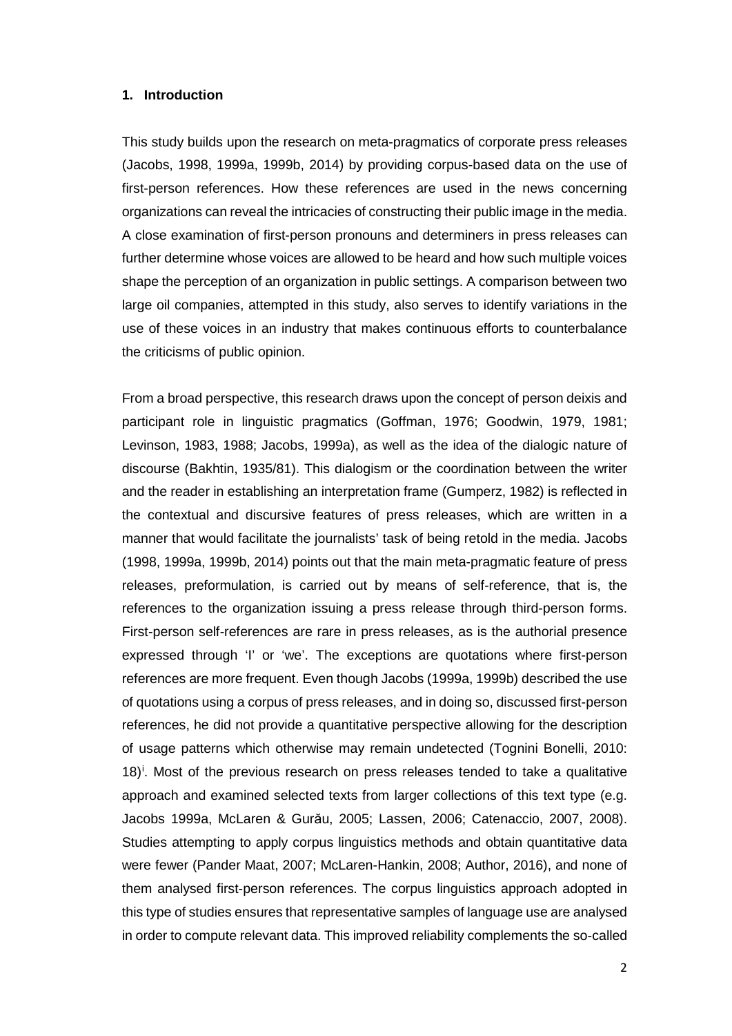## 1. Introduction

This study builds upon the research on meta-pragmatics of corporate press releases (Jacobs, 1998, 1999a, 1999b, 2014) by providing corpus-based data on the use of first-person references. How these references are used in the news concerning organizations can reveal the intricacies of constructing their public image in the media. A close examination of first-person pronouns and determiners in press releases can further determine whose voices are allowed to be heard and how such multiple voices shape the perception of an organization in public settings. A comparison between two large oil companies, attempted in this study, also serves to identify variations in the use of these voices in an industry that makes continuous efforts to counterbalance the criticisms of public opinion.

From a broad perspective, this research draws upon the concept of person deixis and participant role in linguistic pragmatics (Goffman, 1976; Goodwin, 1979, 1981; Levinson, 1983, 1988; Jacobs, 1999a), as well as the idea of the dialogic nature of discourse (Bakhtin, 1935/81). This dialogism or the coordination between the writer and the reader in establishing an interpretation frame (Gumperz, 1982) is reflected in the contextual and discursive features of press releases, which are written in a manner that would facilitate the journalists' task of being retold in the media. Jacobs (1998, 1999a, 1999b, 2014) points out that the main meta-pragmatic feature of press releases, preformulation, is carried out by means of self-reference, that is, the references to the organization issuing a press release through third-person forms. First-person self-references are rare in press releases, as is the authorial presence expressed through 'I' or 'we'. The exceptions are quotations where first-person references are more frequent. Even though Jacobs (1999a, 1999b) described the use of quotations using a corpus of press releases, and in doing so, discussed first-person references, he did not provide a quantitative perspective allowing for the description of usage patterns which otherwise may remain undetected (Tognini Bonelli, 2010: 18)[i]. Most of the previous research on press releases tended to take a qualitative approach and examined selected texts from larger collections of this text type (e.g. Jacobs 1999a, McLaren & Gurău, 2005; Lassen, 2006; Catenaccio, 2007, 2008). Studies attempting to apply corpus linguistics methods and obtain quantitative data were fewer (Pander Maat, 2007; McLaren-Hankin, 2008; Author, 2016), and none of them analysed first-person references. The corpus linguistics approach adopted in this type of studies ensures that representative samples of language use are analysed in order to compute relevant data. This improved reliability complements the so-called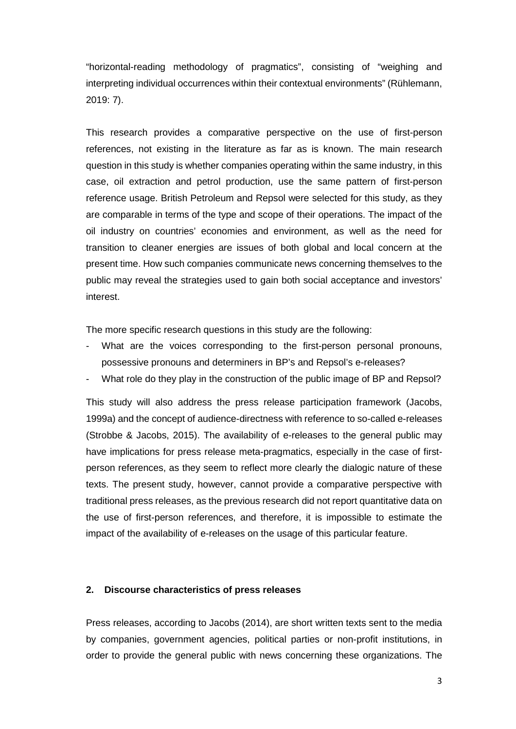"horizontal-reading methodology of pragmatics", consisting of "weighing and interpreting individual occurrences within their contextual environments" (Rühlemann, 2019: 7).

This research provides a comparative perspective on the use of first-person references, not existing in the literature as far as is known. The main research question in this study is whether companies operating within the same industry, in this case, oil extraction and petrol production, use the same pattern of first-person reference usage. British Petroleum and Repsol were selected for this study, as they are comparable in terms of the type and scope of their operations. The impact of the oil industry on countries' economies and environment, as well as the need for transition to cleaner energies are issues of both global and local concern at the present time. How such companies communicate news concerning themselves to the public may reveal the strategies used to gain both social acceptance and investors' interest.

The more specific research questions in this study are the following:

- What are the voices corresponding to the first-person personal pronouns, possessive pronouns and determiners in BP's and Repsol's e-releases?
- What role do they play in the construction of the public image of BP and Repsol?

This study will also address the press release participation framework (Jacobs, 1999a) and the concept of audience-directness with reference to so-called e-releases (Strobbe & Jacobs, 2015). The availability of e-releases to the general public may have implications for press release meta-pragmatics, especially in the case of first-person references, as they seem to reflect more clearly the dialogic nature of these texts. The present study, however, cannot provide a comparative perspective with traditional press releases, as the previous research did not report quantitative data on the use of first-person references, and therefore, it is impossible to estimate the impact of the availability of e-releases on the usage of this particular feature.

## 2. Discourse characteristics of press releases

Press releases, according to Jacobs (2014), are short written texts sent to the media by companies, government agencies, political parties or non-profit institutions, in order to provide the general public with news concerning these organizations. The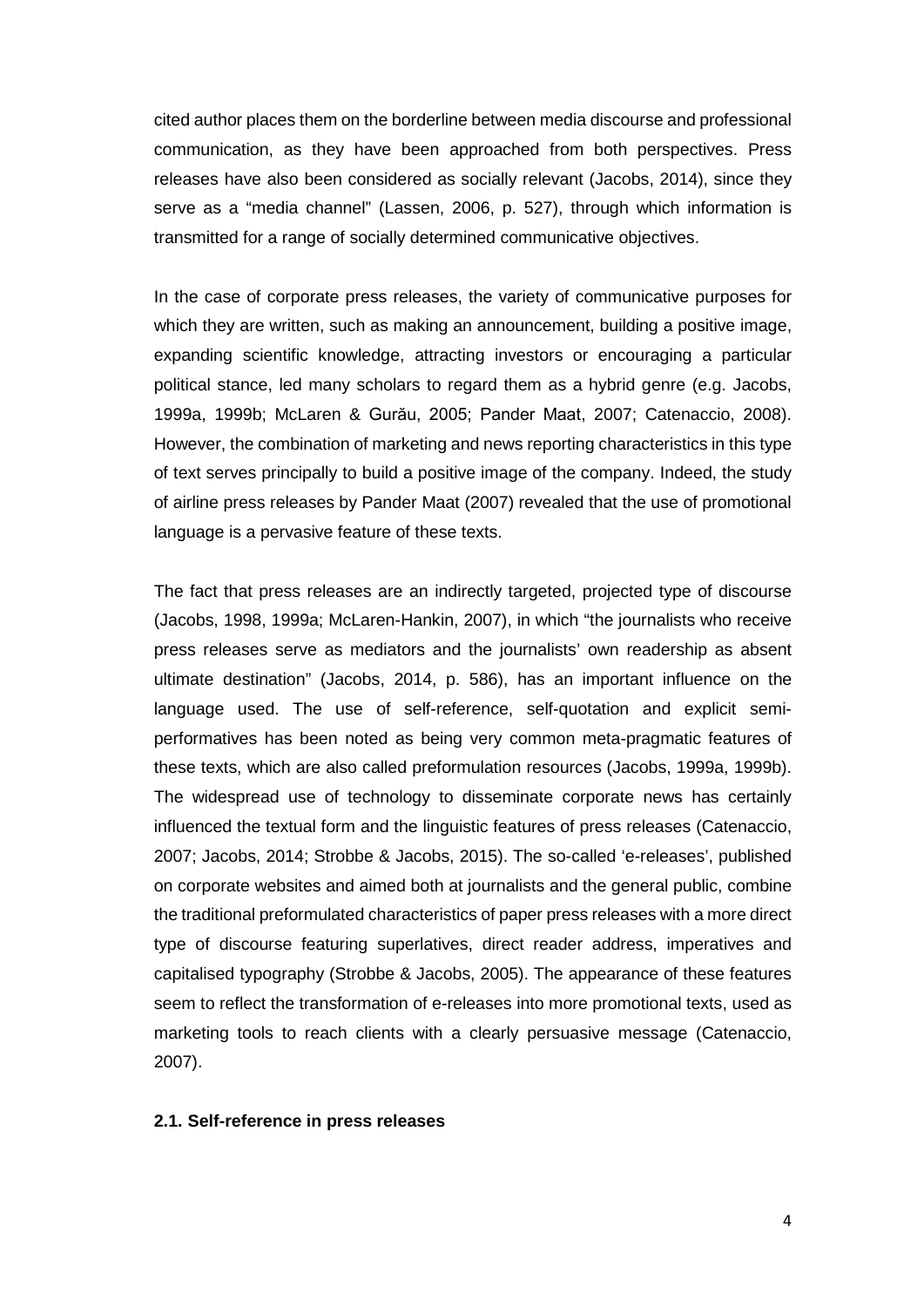cited author places them on the borderline between media discourse and professional communication, as they have been approached from both perspectives. Press releases have also been considered as socially relevant (Jacobs, 2014), since they serve as a "media channel" (Lassen, 2006, p. 527), through which information is transmitted for a range of socially determined communicative objectives.

In the case of corporate press releases, the variety of communicative purposes for which they are written, such as making an announcement, building a positive image, expanding scientific knowledge, attracting investors or encouraging a particular political stance, led many scholars to regard them as a hybrid genre (e.g. Jacobs, 1999a, 1999b; McLaren & Gurău, 2005; Pander Maat, 2007; Catenaccio, 2008). However, the combination of marketing and news reporting characteristics in this type of text serves principally to build a positive image of the company. Indeed, the study of airline press releases by Pander Maat (2007) revealed that the use of promotional language is a pervasive feature of these texts.

The fact that press releases are an indirectly targeted, projected type of discourse (Jacobs, 1998, 1999a; McLaren-Hankin, 2007), in which "the journalists who receive press releases serve as mediators and the journalists' own readership as absent ultimate destination" (Jacobs, 2014, p. 586), has an important influence on the language used. The use of self-reference, self-quotation and explicit semi-performatives has been noted as being very common meta-pragmatic features of these texts, which are also called preformulation resources (Jacobs, 1999a, 1999b). The widespread use of technology to disseminate corporate news has certainly influenced the textual form and the linguistic features of press releases (Catenaccio, 2007; Jacobs, 2014; Strobbe & Jacobs, 2015). The so-called 'e-releases', published on corporate websites and aimed both at journalists and the general public, combine the traditional preformulated characteristics of paper press releases with a more direct type of discourse featuring superlatives, direct reader address, imperatives and capitalised typography (Strobbe & Jacobs, 2005). The appearance of these features seem to reflect the transformation of e-releases into more promotional texts, used as marketing tools to reach clients with a clearly persuasive message (Catenaccio, 2007).

### 2.1. Self-reference in press releases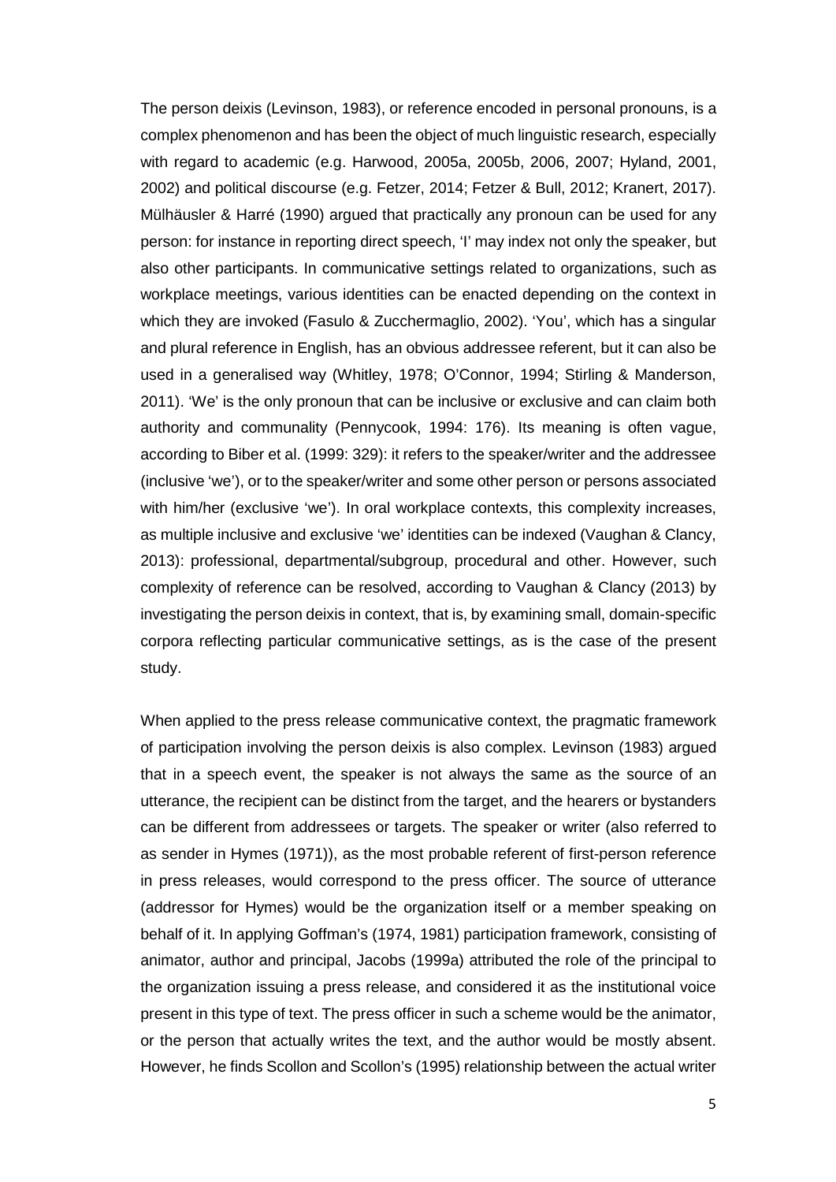The person deixis (Levinson, 1983), or reference encoded in personal pronouns, is a complex phenomenon and has been the object of much linguistic research, especially with regard to academic (e.g. Harwood, 2005a, 2005b, 2006, 2007; Hyland, 2001, 2002) and political discourse (e.g. Fetzer, 2014; Fetzer & Bull, 2012; Kranert, 2017). Mülhäusler & Harré (1990) argued that practically any pronoun can be used for any person: for instance in reporting direct speech, 'I' may index not only the speaker, but also other participants. In communicative settings related to organizations, such as workplace meetings, various identities can be enacted depending on the context in which they are invoked (Fasulo & Zucchermaglio, 2002). 'You', which has a singular and plural reference in English, has an obvious addressee referent, but it can also be used in a generalised way (Whitley, 1978; O'Connor, 1994; Stirling & Manderson, 2011). 'We' is the only pronoun that can be inclusive or exclusive and can claim both authority and communality (Pennycook, 1994: 176). Its meaning is often vague, according to Biber et al. (1999: 329): it refers to the speaker/writer and the addressee (inclusive 'we'), or to the speaker/writer and some other person or persons associated with him/her (exclusive 'we'). In oral workplace contexts, this complexity increases, as multiple inclusive and exclusive 'we' identities can be indexed (Vaughan & Clancy, 2013): professional, departmental/subgroup, procedural and other. However, such complexity of reference can be resolved, according to Vaughan & Clancy (2013) by investigating the person deixis in context, that is, by examining small, domain-specific corpora reflecting particular communicative settings, as is the case of the present study.

When applied to the press release communicative context, the pragmatic framework of participation involving the person deixis is also complex. Levinson (1983) argued that in a speech event, the speaker is not always the same as the source of an utterance, the recipient can be distinct from the target, and the hearers or bystanders can be different from addressees or targets. The speaker or writer (also referred to as sender in Hymes (1971)), as the most probable referent of first-person reference in press releases, would correspond to the press officer. The source of utterance (addressor for Hymes) would be the organization itself or a member speaking on behalf of it. In applying Goffman's (1974, 1981) participation framework, consisting of animator, author and principal, Jacobs (1999a) attributed the role of the principal to the organization issuing a press release, and considered it as the institutional voice present in this type of text. The press officer in such a scheme would be the animator, or the person that actually writes the text, and the author would be mostly absent. However, he finds Scollon and Scollon's (1995) relationship between the actual writer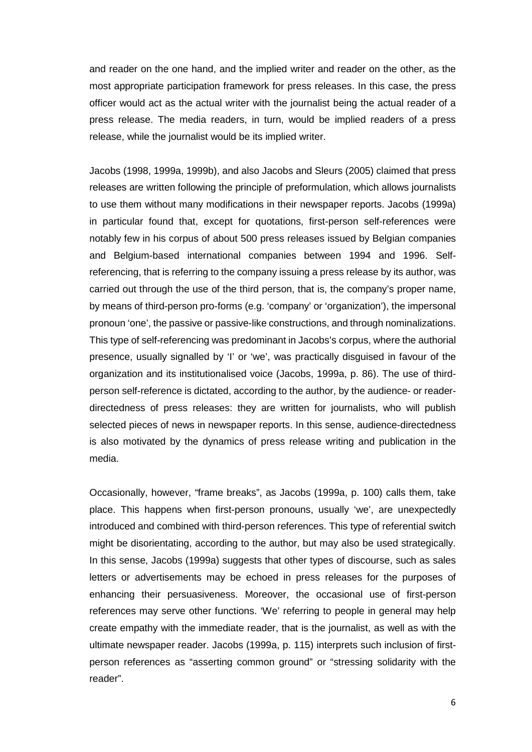and reader on the one hand, and the implied writer and reader on the other, as the most appropriate participation framework for press releases. In this case, the press officer would act as the actual writer with the journalist being the actual reader of a press release. The media readers, in turn, would be implied readers of a press release, while the journalist would be its implied writer.

Jacobs (1998, 1999a, 1999b), and also Jacobs and Sleurs (2005) claimed that press releases are written following the principle of preformulation, which allows journalists to use them without many modifications in their newspaper reports. Jacobs (1999a) in particular found that, except for quotations, first-person self-references were notably few in his corpus of about 500 press releases issued by Belgian companies and Belgium-based international companies between 1994 and 1996. Self-referencing, that is referring to the company issuing a press release by its author, was carried out through the use of the third person, that is, the company's proper name, by means of third-person pro-forms (e.g. 'company' or 'organization'), the impersonal pronoun 'one', the passive or passive-like constructions, and through nominalizations. This type of self-referencing was predominant in Jacobs's corpus, where the authorial presence, usually signalled by 'I' or 'we', was practically disguised in favour of the organization and its institutionalised voice (Jacobs, 1999a, p. 86). The use of third-person self-reference is dictated, according to the author, by the audience- or reader-directedness of press releases: they are written for journalists, who will publish selected pieces of news in newspaper reports. In this sense, audience-directedness is also motivated by the dynamics of press release writing and publication in the media.

Occasionally, however, "frame breaks", as Jacobs (1999a, p. 100) calls them, take place. This happens when first-person pronouns, usually 'we', are unexpectedly introduced and combined with third-person references. This type of referential switch might be disorientating, according to the author, but may also be used strategically. In this sense, Jacobs (1999a) suggests that other types of discourse, such as sales letters or advertisements may be echoed in press releases for the purposes of enhancing their persuasiveness. Moreover, the occasional use of first-person references may serve other functions. 'We' referring to people in general may help create empathy with the immediate reader, that is the journalist, as well as with the ultimate newspaper reader. Jacobs (1999a, p. 115) interprets such inclusion of first-person references as "asserting common ground" or "stressing solidarity with the reader".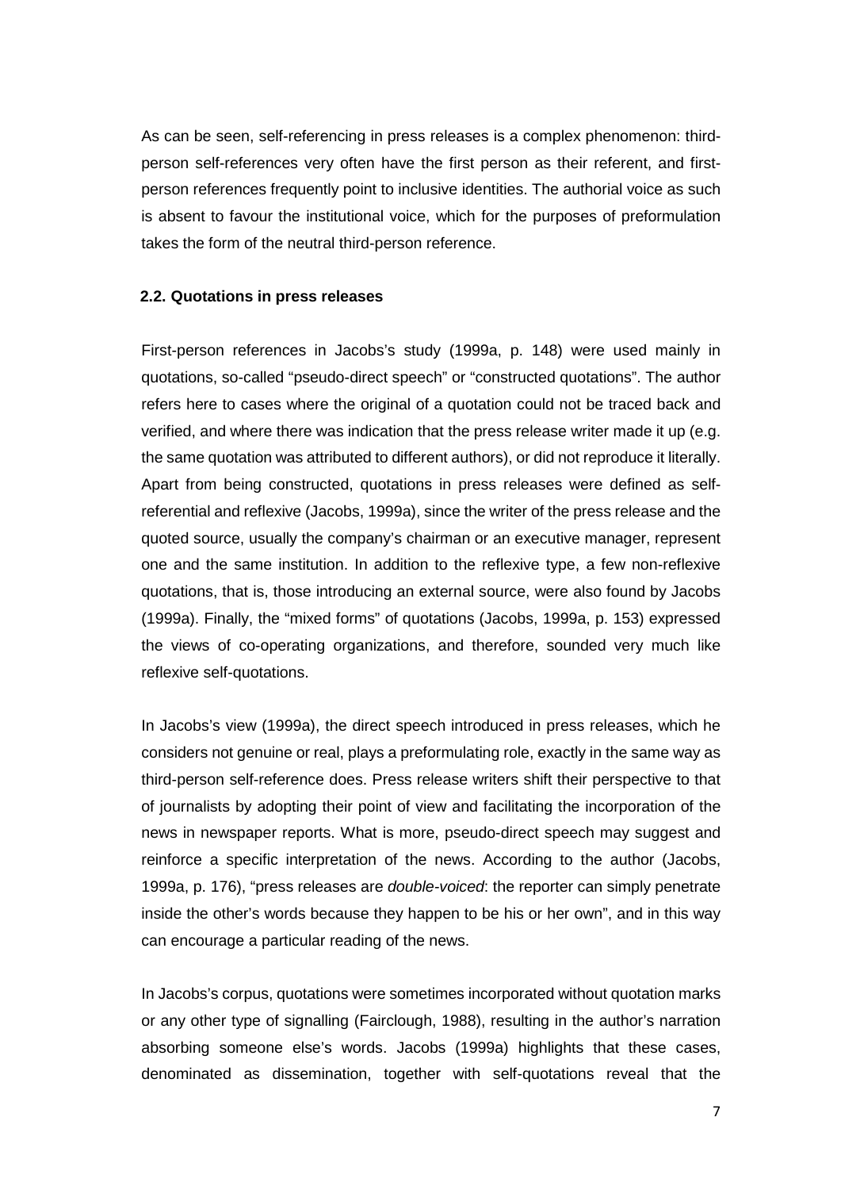As can be seen, self-referencing in press releases is a complex phenomenon: third-person self-references very often have the first person as their referent, and first-person references frequently point to inclusive identities. The authorial voice as such is absent to favour the institutional voice, which for the purposes of preformulation takes the form of the neutral third-person reference.

### 2.2. Quotations in press releases

First-person references in Jacobs's study (1999a, p. 148) were used mainly in quotations, so-called "pseudo-direct speech" or "constructed quotations". The author refers here to cases where the original of a quotation could not be traced back and verified, and where there was indication that the press release writer made it up (e.g. the same quotation was attributed to different authors), or did not reproduce it literally. Apart from being constructed, quotations in press releases were defined as self-referential and reflexive (Jacobs, 1999a), since the writer of the press release and the quoted source, usually the company's chairman or an executive manager, represent one and the same institution. In addition to the reflexive type, a few non-reflexive quotations, that is, those introducing an external source, were also found by Jacobs (1999a). Finally, the "mixed forms" of quotations (Jacobs, 1999a, p. 153) expressed the views of co-operating organizations, and therefore, sounded very much like reflexive self-quotations.

In Jacobs's view (1999a), the direct speech introduced in press releases, which he considers not genuine or real, plays a preformulating role, exactly in the same way as third-person self-reference does. Press release writers shift their perspective to that of journalists by adopting their point of view and facilitating the incorporation of the news in newspaper reports. What is more, pseudo-direct speech may suggest and reinforce a specific interpretation of the news. According to the author (Jacobs, 1999a, p. 176), "press releases are *double-voiced*: the reporter can simply penetrate inside the other's words because they happen to be his or her own", and in this way can encourage a particular reading of the news.

In Jacobs's corpus, quotations were sometimes incorporated without quotation marks or any other type of signalling (Fairclough, 1988), resulting in the author's narration absorbing someone else's words. Jacobs (1999a) highlights that these cases, denominated as dissemination, together with self-quotations reveal that the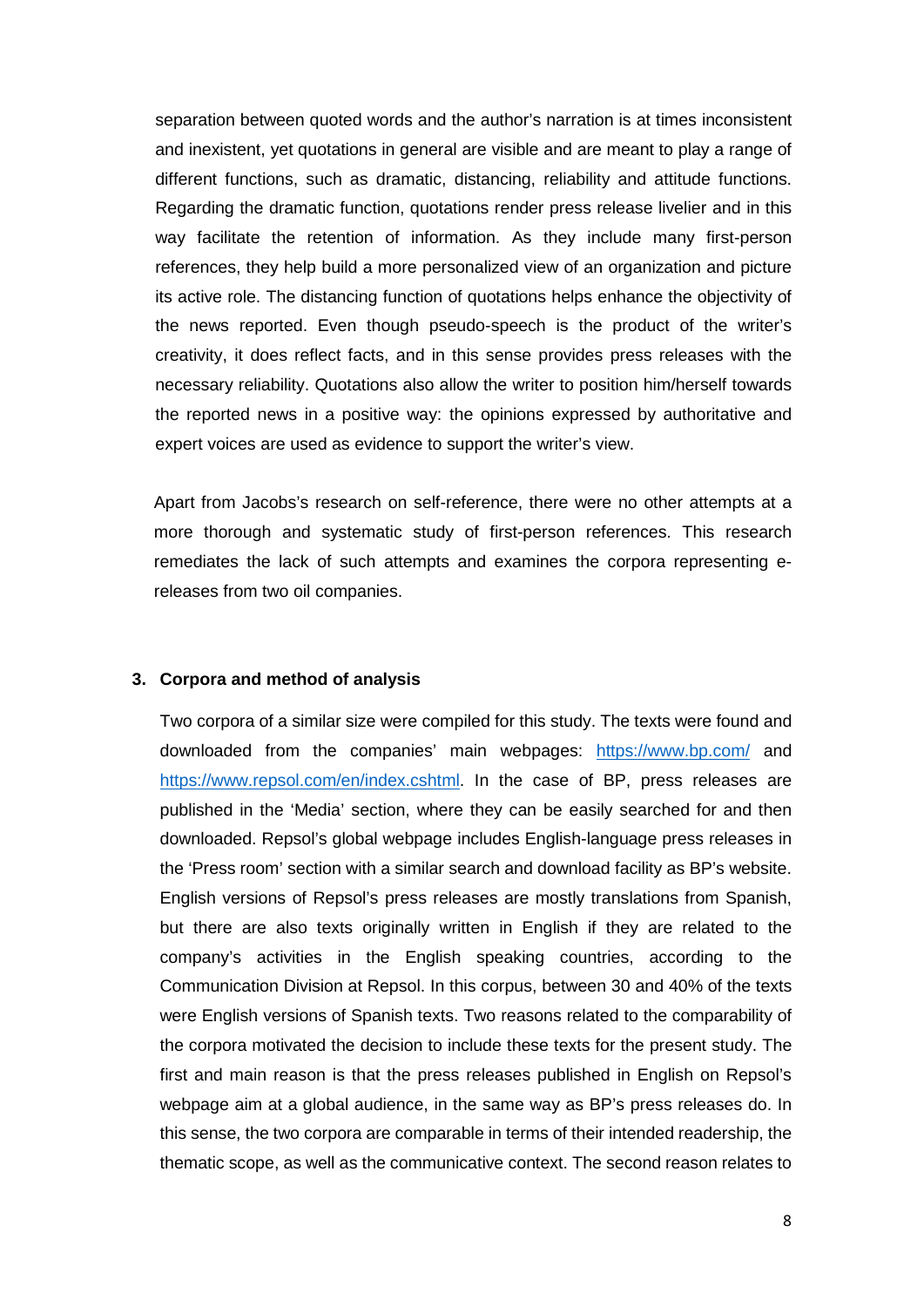separation between quoted words and the author's narration is at times inconsistent and inexistent, yet quotations in general are visible and are meant to play a range of different functions, such as dramatic, distancing, reliability and attitude functions. Regarding the dramatic function, quotations render press release livelier and in this way facilitate the retention of information. As they include many first-person references, they help build a more personalized view of an organization and picture its active role. The distancing function of quotations helps enhance the objectivity of the news reported. Even though pseudo-speech is the product of the writer's creativity, it does reflect facts, and in this sense provides press releases with the necessary reliability. Quotations also allow the writer to position him/herself towards the reported news in a positive way: the opinions expressed by authoritative and expert voices are used as evidence to support the writer's view.

Apart from Jacobs's research on self-reference, there were no other attempts at a more thorough and systematic study of first-person references. This research remediates the lack of such attempts and examines the corpora representing e-releases from two oil companies.

## 3. Corpora and method of analysis

Two corpora of a similar size were compiled for this study. The texts were found and downloaded from the companies' main webpages: https://www.bp.com/ and https://www.repsol.com/en/index.cshtml. In the case of BP, press releases are published in the 'Media' section, where they can be easily searched for and then downloaded. Repsol's global webpage includes English-language press releases in the 'Press room' section with a similar search and download facility as BP's website. English versions of Repsol's press releases are mostly translations from Spanish, but there are also texts originally written in English if they are related to the company's activities in the English speaking countries, according to the Communication Division at Repsol. In this corpus, between 30 and 40% of the texts were English versions of Spanish texts. Two reasons related to the comparability of the corpora motivated the decision to include these texts for the present study. The first and main reason is that the press releases published in English on Repsol's webpage aim at a global audience, in the same way as BP's press releases do. In this sense, the two corpora are comparable in terms of their intended readership, the thematic scope, as well as the communicative context. The second reason relates to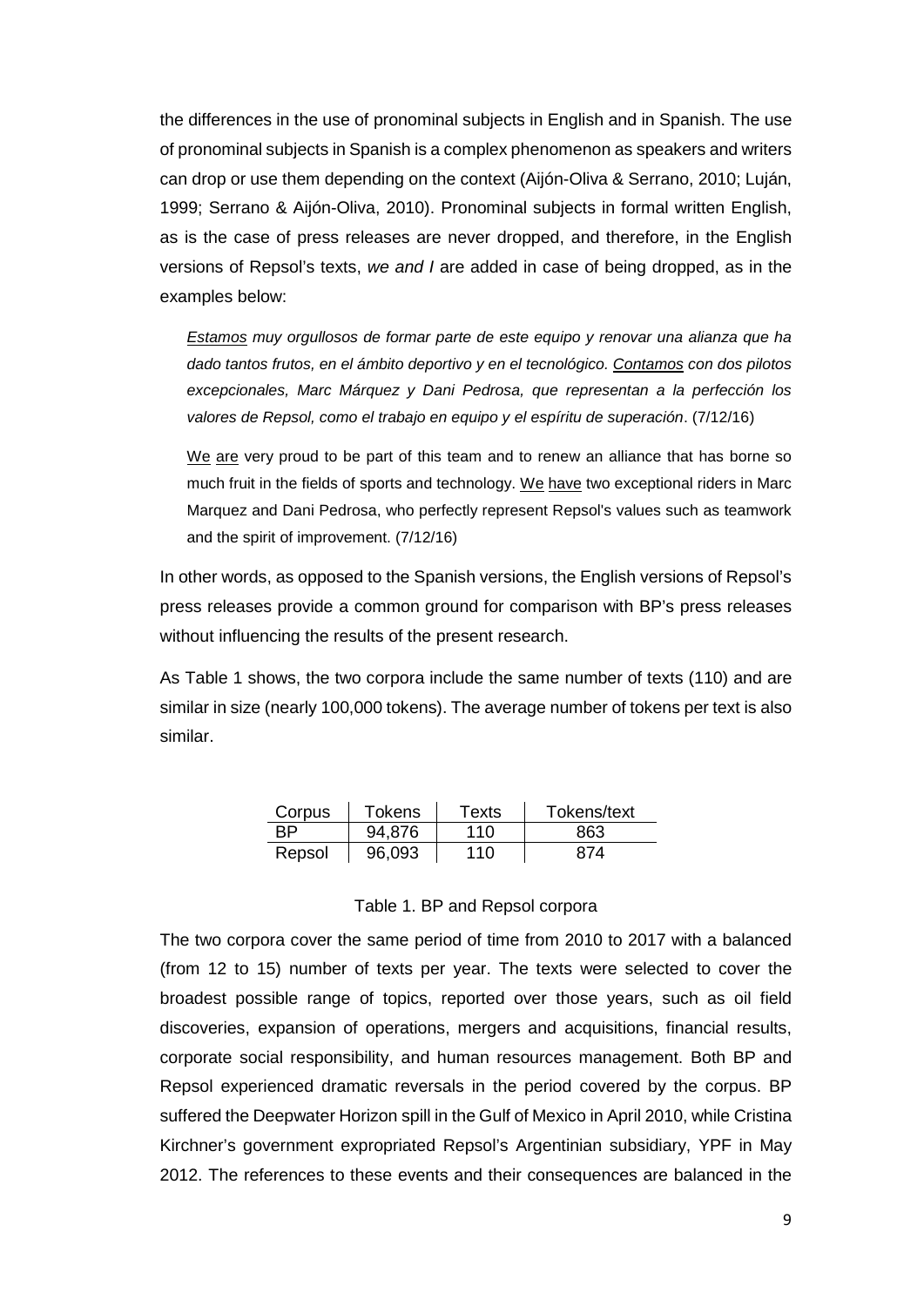the differences in the use of pronominal subjects in English and in Spanish. The use of pronominal subjects in Spanish is a complex phenomenon as speakers and writers can drop or use them depending on the context (Aijón-Oliva & Serrano, 2010; Luján, 1999; Serrano & Aijón-Oliva, 2010). Pronominal subjects in formal written English, as is the case of press releases are never dropped, and therefore, in the English versions of Repsol's texts, *we and I* are added in case of being dropped, as in the examples below:

> *Estamos muy orgullosos de formar parte de este equipo y renovar una alianza que ha dado tantos frutos, en el ámbito deportivo y en el tecnológico. Contamos con dos pilotos excepcionales, Marc Márquez y Dani Pedrosa, que representan a la perfección los valores de Repsol, como el trabajo en equipo y el espíritu de superación*. (7/12/16)
>
> We are very proud to be part of this team and to renew an alliance that has borne so much fruit in the fields of sports and technology. We have two exceptional riders in Marc Marquez and Dani Pedrosa, who perfectly represent Repsol's values such as teamwork and the spirit of improvement. (7/12/16)

In other words, as opposed to the Spanish versions, the English versions of Repsol's press releases provide a common ground for comparison with BP's press releases without influencing the results of the present research.

As Table 1 shows, the two corpora include the same number of texts (110) and are similar in size (nearly 100,000 tokens). The average number of tokens per text is also similar.

| Corpus | Tokens | Texts | Tokens/text |
|---|---|---|---|
| BP | 94,876 | 110 | 863 |
| Repsol | 96,093 | 110 | 874 |

Table 1. BP and Repsol corpora

The two corpora cover the same period of time from 2010 to 2017 with a balanced (from 12 to 15) number of texts per year. The texts were selected to cover the broadest possible range of topics, reported over those years, such as oil field discoveries, expansion of operations, mergers and acquisitions, financial results, corporate social responsibility, and human resources management. Both BP and Repsol experienced dramatic reversals in the period covered by the corpus. BP suffered the Deepwater Horizon spill in the Gulf of Mexico in April 2010, while Cristina Kirchner's government expropriated Repsol's Argentinian subsidiary, YPF in May 2012. The references to these events and their consequences are balanced in the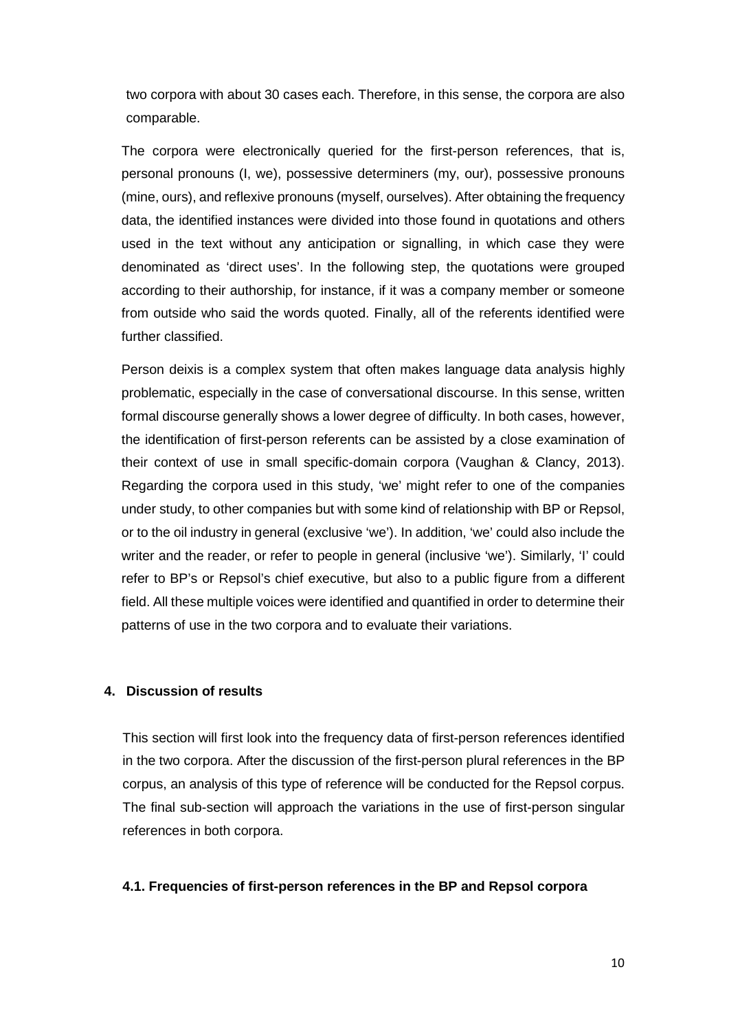two corpora with about 30 cases each. Therefore, in this sense, the corpora are also comparable.

The corpora were electronically queried for the first-person references, that is, personal pronouns (I, we), possessive determiners (my, our), possessive pronouns (mine, ours), and reflexive pronouns (myself, ourselves). After obtaining the frequency data, the identified instances were divided into those found in quotations and others used in the text without any anticipation or signalling, in which case they were denominated as 'direct uses'. In the following step, the quotations were grouped according to their authorship, for instance, if it was a company member or someone from outside who said the words quoted. Finally, all of the referents identified were further classified.

Person deixis is a complex system that often makes language data analysis highly problematic, especially in the case of conversational discourse. In this sense, written formal discourse generally shows a lower degree of difficulty. In both cases, however, the identification of first-person referents can be assisted by a close examination of their context of use in small specific-domain corpora (Vaughan & Clancy, 2013). Regarding the corpora used in this study, 'we' might refer to one of the companies under study, to other companies but with some kind of relationship with BP or Repsol, or to the oil industry in general (exclusive 'we'). In addition, 'we' could also include the writer and the reader, or refer to people in general (inclusive 'we'). Similarly, 'I' could refer to BP's or Repsol's chief executive, but also to a public figure from a different field. All these multiple voices were identified and quantified in order to determine their patterns of use in the two corpora and to evaluate their variations.

## 4. Discussion of results

This section will first look into the frequency data of first-person references identified in the two corpora. After the discussion of the first-person plural references in the BP corpus, an analysis of this type of reference will be conducted for the Repsol corpus. The final sub-section will approach the variations in the use of first-person singular references in both corpora.

### 4.1. Frequencies of first-person references in the BP and Repsol corpora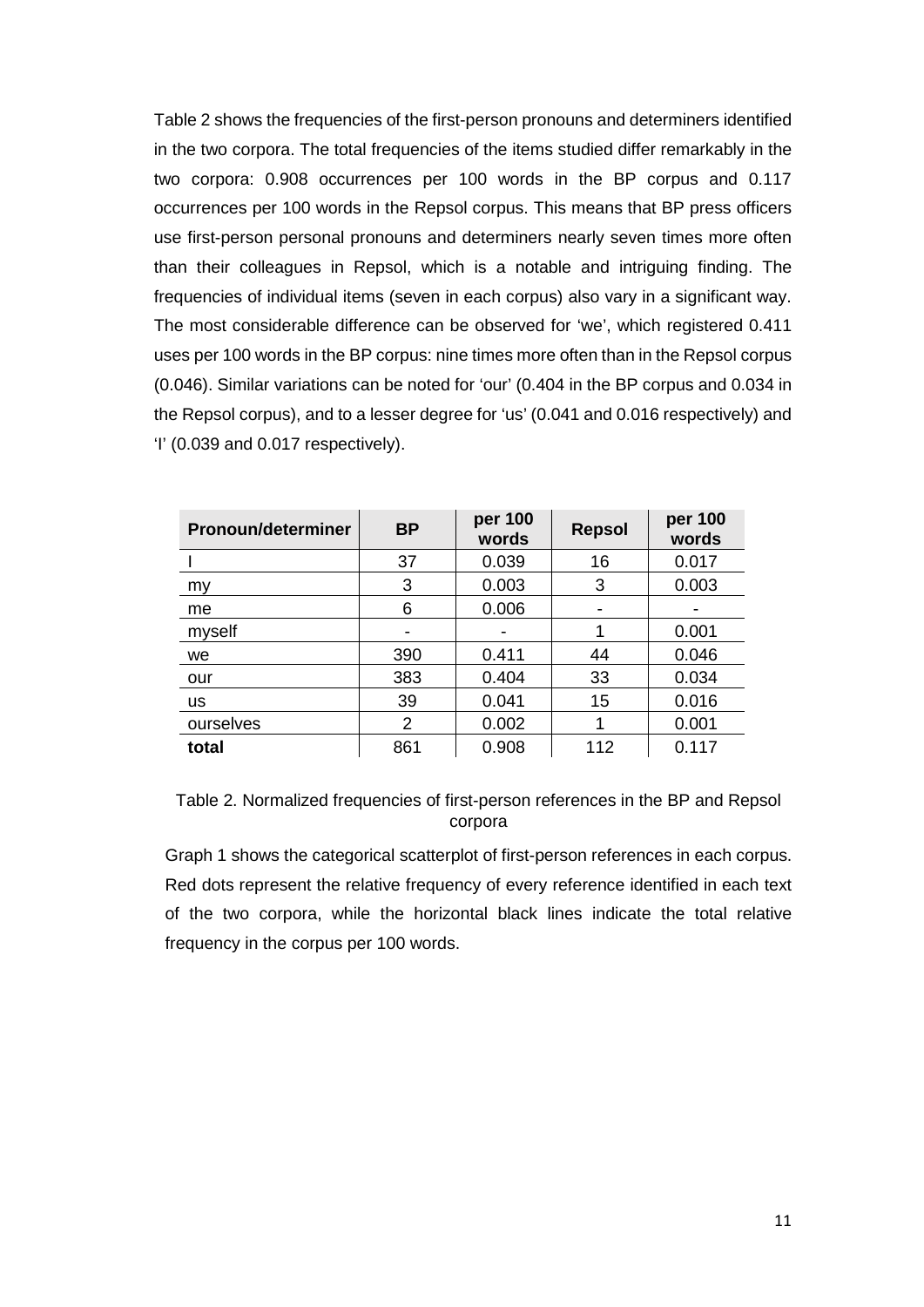Table 2 shows the frequencies of the first-person pronouns and determiners identified in the two corpora. The total frequencies of the items studied differ remarkably in the two corpora: 0.908 occurrences per 100 words in the BP corpus and 0.117 occurrences per 100 words in the Repsol corpus. This means that BP press officers use first-person personal pronouns and determiners nearly seven times more often than their colleagues in Repsol, which is a notable and intriguing finding. The frequencies of individual items (seven in each corpus) also vary in a significant way. The most considerable difference can be observed for 'we', which registered 0.411 uses per 100 words in the BP corpus: nine times more often than in the Repsol corpus (0.046). Similar variations can be noted for 'our' (0.404 in the BP corpus and 0.034 in the Repsol corpus), and to a lesser degree for 'us' (0.041 and 0.016 respectively) and 'I' (0.039 and 0.017 respectively).

| Pronoun/determiner | BP | per 100 words | Repsol | per 100 words |
|---|---|---|---|---|
| I | 37 | 0.039 | 16 | 0.017 |
| my | 3 | 0.003 | 3 | 0.003 |
| me | 6 | 0.006 | - | - |
| myself | - | - | 1 | 0.001 |
| we | 390 | 0.411 | 44 | 0.046 |
| our | 383 | 0.404 | 33 | 0.034 |
| us | 39 | 0.041 | 15 | 0.016 |
| ourselves | 2 | 0.002 | 1 | 0.001 |
| **total** | 861 | 0.908 | 112 | 0.117 |

Table 2. Normalized frequencies of first-person references in the BP and Repsol corpora

Graph 1 shows the categorical scatterplot of first-person references in each corpus. Red dots represent the relative frequency of every reference identified in each text of the two corpora, while the horizontal black lines indicate the total relative frequency in the corpus per 100 words.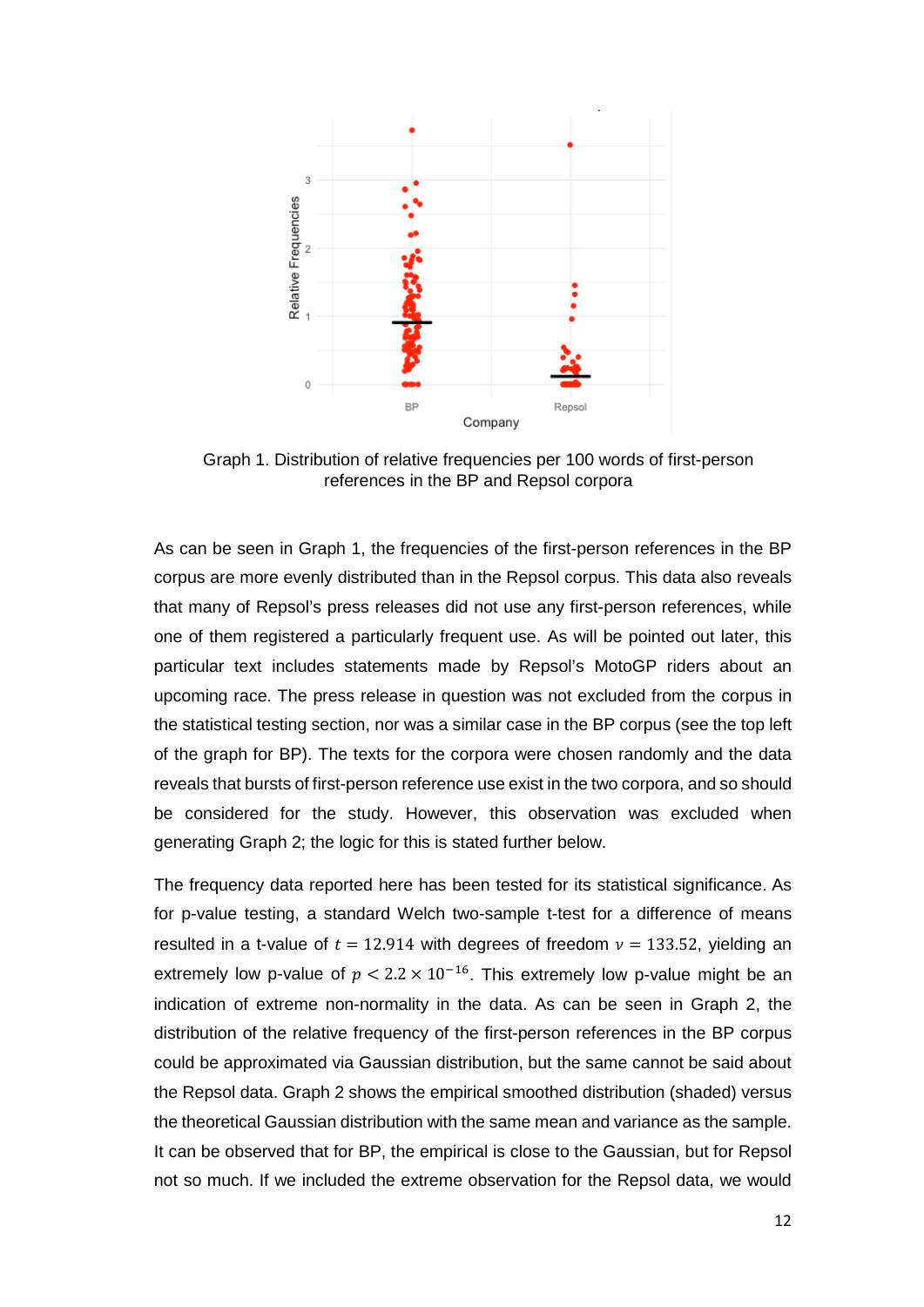Graph 1. Distribution of relative frequencies per 100 words of first-person references in the BP and Repsol corpora

As can be seen in Graph 1, the frequencies of the first-person references in the BP corpus are more evenly distributed than in the Repsol corpus. This data also reveals that many of Repsol's press releases did not use any first-person references, while one of them registered a particularly frequent use. As will be pointed out later, this particular text includes statements made by Repsol's MotoGP riders about an upcoming race. The press release in question was not excluded from the corpus in the statistical testing section, nor was a similar case in the BP corpus (see the top left of the graph for BP). The texts for the corpora were chosen randomly and the data reveals that bursts of first-person reference use exist in the two corpora, and so should be considered for the study. However, this observation was excluded when generating Graph 2; the logic for this is stated further below.

The frequency data reported here has been tested for its statistical significance. As for p-value testing, a standard Welch two-sample t-test for a difference of means resulted in a t-value of $t = 12.914$ with degrees of freedom $\nu = 133.52$, yielding an extremely low p-value of $p < 2.2 \times 10^{-16}$. This extremely low p-value might be an indication of extreme non-normality in the data. As can be seen in Graph 2, the distribution of the relative frequency of the first-person references in the BP corpus could be approximated via Gaussian distribution, but the same cannot be said about the Repsol data. Graph 2 shows the empirical smoothed distribution (shaded) versus the theoretical Gaussian distribution with the same mean and variance as the sample. It can be observed that for BP, the empirical is close to the Gaussian, but for Repsol not so much. If we included the extreme observation for the Repsol data, we would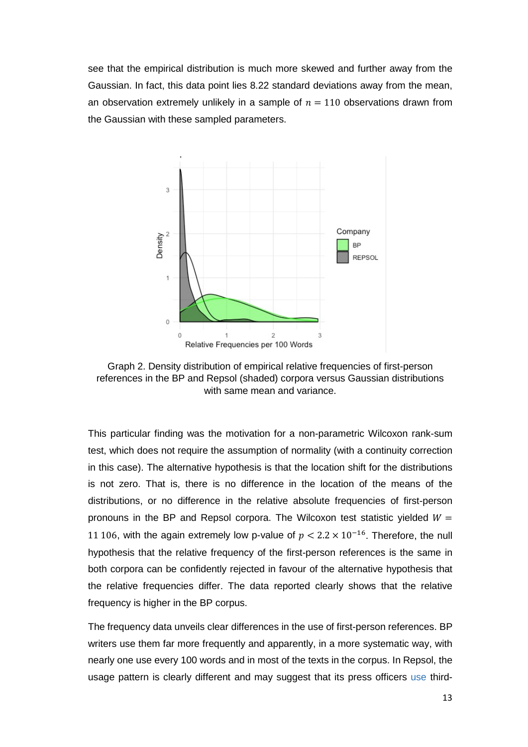see that the empirical distribution is much more skewed and further away from the Gaussian. In fact, this data point lies 8.22 standard deviations away from the mean, an observation extremely unlikely in a sample of $n = 110$ observations drawn from the Gaussian with these sampled parameters.

Graph 2. Density distribution of empirical relative frequencies of first-person references in the BP and Repsol (shaded) corpora versus Gaussian distributions with same mean and variance.

This particular finding was the motivation for a non-parametric Wilcoxon rank-sum test, which does not require the assumption of normality (with a continuity correction in this case). The alternative hypothesis is that the location shift for the distributions is not zero. That is, there is no difference in the location of the means of the distributions, or no difference in the relative absolute frequencies of first-person pronouns in the BP and Repsol corpora. The Wilcoxon test statistic yielded $W = 11\,106$, with the again extremely low p-value of $p < 2.2 \times 10^{-16}$. Therefore, the null hypothesis that the relative frequency of the first-person references is the same in both corpora can be confidently rejected in favour of the alternative hypothesis that the relative frequencies differ. The data reported clearly shows that the relative frequency is higher in the BP corpus.

The frequency data unveils clear differences in the use of first-person references. BP writers use them far more frequently and apparently, in a more systematic way, with nearly one use every 100 words and in most of the texts in the corpus. In Repsol, the usage pattern is clearly different and may suggest that its press officers use third-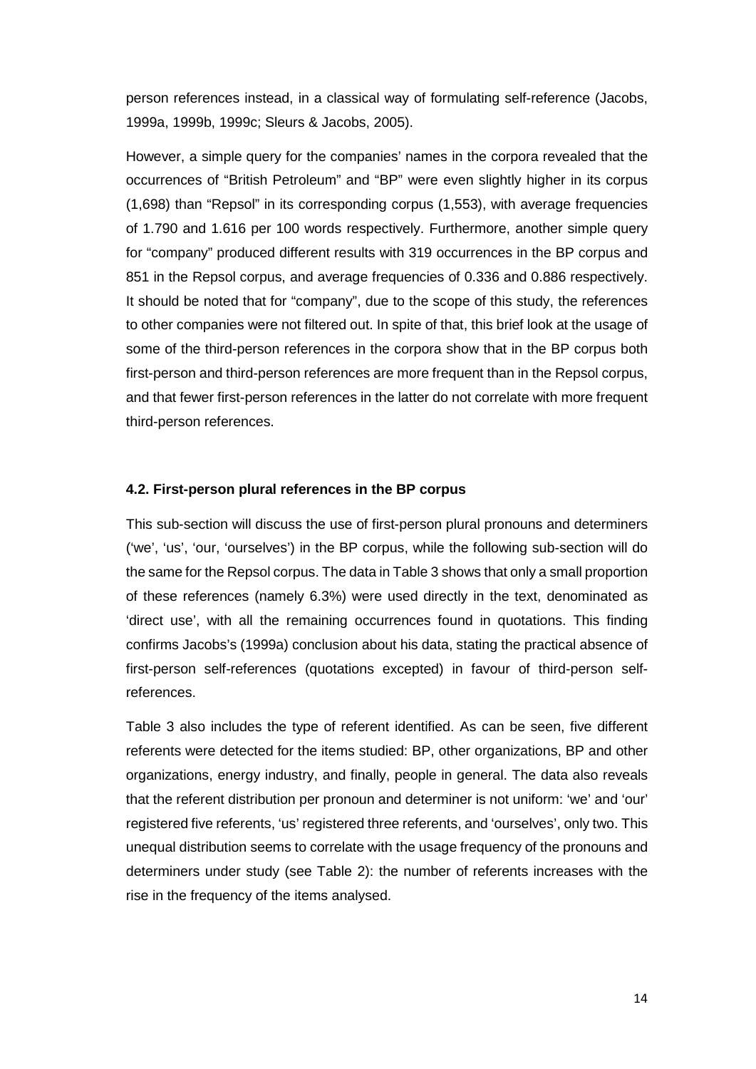person references instead, in a classical way of formulating self-reference (Jacobs, 1999a, 1999b, 1999c; Sleurs & Jacobs, 2005).

However, a simple query for the companies' names in the corpora revealed that the occurrences of "British Petroleum" and "BP" were even slightly higher in its corpus (1,698) than "Repsol" in its corresponding corpus (1,553), with average frequencies of 1.790 and 1.616 per 100 words respectively. Furthermore, another simple query for "company" produced different results with 319 occurrences in the BP corpus and 851 in the Repsol corpus, and average frequencies of 0.336 and 0.886 respectively. It should be noted that for "company", due to the scope of this study, the references to other companies were not filtered out. In spite of that, this brief look at the usage of some of the third-person references in the corpora show that in the BP corpus both first-person and third-person references are more frequent than in the Repsol corpus, and that fewer first-person references in the latter do not correlate with more frequent third-person references.

### 4.2. First-person plural references in the BP corpus

This sub-section will discuss the use of first-person plural pronouns and determiners ('we', 'us', 'our, 'ourselves') in the BP corpus, while the following sub-section will do the same for the Repsol corpus. The data in Table 3 shows that only a small proportion of these references (namely 6.3%) were used directly in the text, denominated as 'direct use', with all the remaining occurrences found in quotations. This finding confirms Jacobs's (1999a) conclusion about his data, stating the practical absence of first-person self-references (quotations excepted) in favour of third-person self-references.

Table 3 also includes the type of referent identified. As can be seen, five different referents were detected for the items studied: BP, other organizations, BP and other organizations, energy industry, and finally, people in general. The data also reveals that the referent distribution per pronoun and determiner is not uniform: 'we' and 'our' registered five referents, 'us' registered three referents, and 'ourselves', only two. This unequal distribution seems to correlate with the usage frequency of the pronouns and determiners under study (see Table 2): the number of referents increases with the rise in the frequency of the items analysed.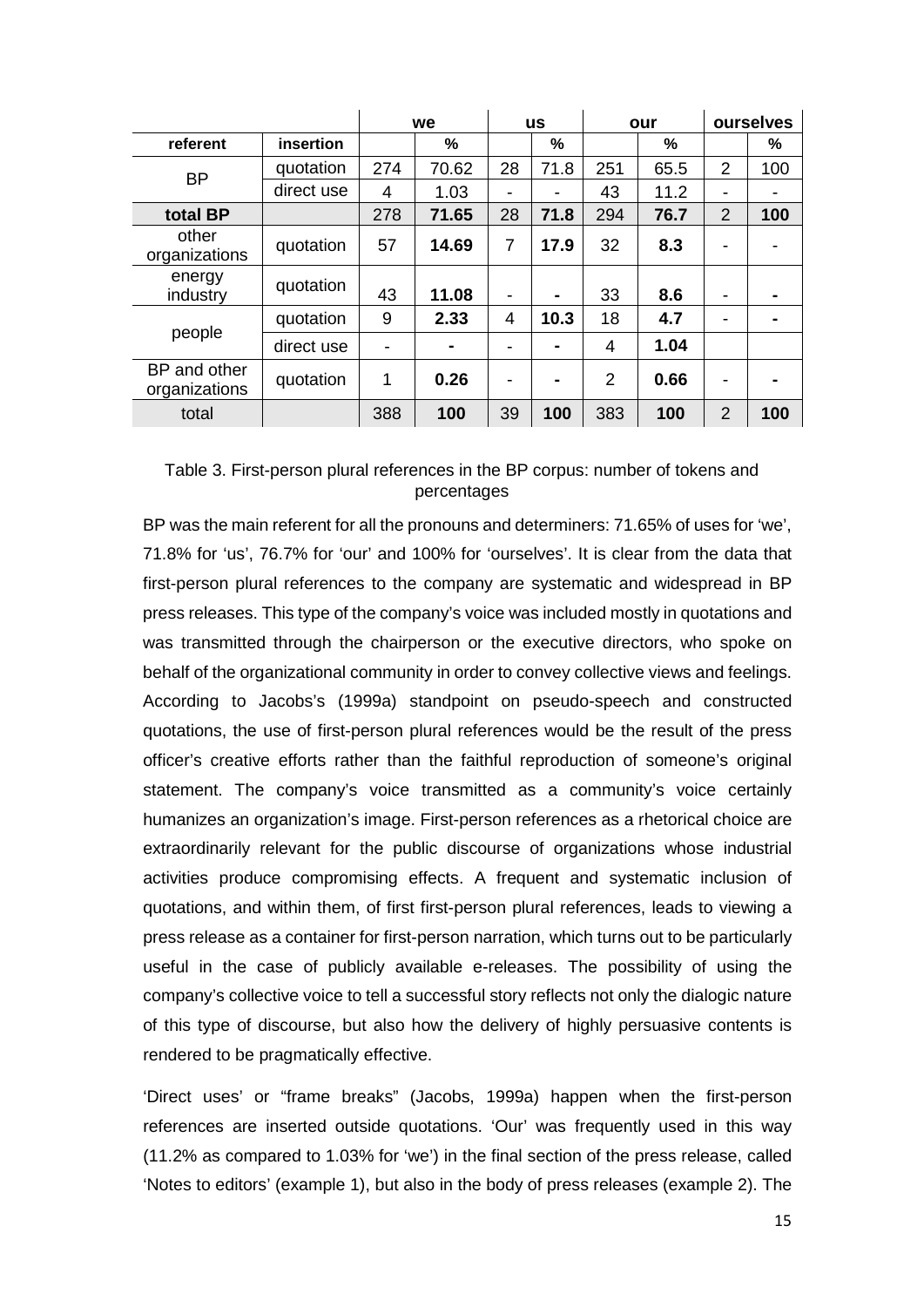| | | we | | us | | our | | ourselves | |
|---|---|---|---|---|---|---|---|---|---|
| **referent** | **insertion** | | **%** | | **%** | | **%** | | **%** |
| BP | quotation | 274 | 70.62 | 28 | 71.8 | 251 | 65.5 | 2 | 100 |
| | direct use | 4 | 1.03 | - | - | 43 | 11.2 | - | - |
| **total BP** | | 278 | **71.65** | 28 | **71.8** | 294 | **76.7** | 2 | **100** |
| other organizations | quotation | 57 | **14.69** | 7 | **17.9** | 32 | **8.3** | - | - |
| energy industry | quotation | 43 | **11.08** | - | **-** | 33 | **8.6** | - | **-** |
| people | quotation | 9 | **2.33** | 4 | **10.3** | 18 | **4.7** | - | **-** |
| | direct use | - | **-** | - | **-** | 4 | **1.04** | | |
| BP and other organizations | quotation | 1 | **0.26** | - | **-** | 2 | **0.66** | - | **-** |
| total | | 388 | **100** | 39 | **100** | 383 | **100** | 2 | **100** |

Table 3. First-person plural references in the BP corpus: number of tokens and percentages

BP was the main referent for all the pronouns and determiners: 71.65% of uses for 'we', 71.8% for 'us', 76.7% for 'our' and 100% for 'ourselves'. It is clear from the data that first-person plural references to the company are systematic and widespread in BP press releases. This type of the company's voice was included mostly in quotations and was transmitted through the chairperson or the executive directors, who spoke on behalf of the organizational community in order to convey collective views and feelings. According to Jacobs's (1999a) standpoint on pseudo-speech and constructed quotations, the use of first-person plural references would be the result of the press officer's creative efforts rather than the faithful reproduction of someone's original statement. The company's voice transmitted as a community's voice certainly humanizes an organization's image. First-person references as a rhetorical choice are extraordinarily relevant for the public discourse of organizations whose industrial activities produce compromising effects. A frequent and systematic inclusion of quotations, and within them, of first first-person plural references, leads to viewing a press release as a container for first-person narration, which turns out to be particularly useful in the case of publicly available e-releases. The possibility of using the company's collective voice to tell a successful story reflects not only the dialogic nature of this type of discourse, but also how the delivery of highly persuasive contents is rendered to be pragmatically effective.

'Direct uses' or "frame breaks" (Jacobs, 1999a) happen when the first-person references are inserted outside quotations. 'Our' was frequently used in this way (11.2% as compared to 1.03% for 'we') in the final section of the press release, called 'Notes to editors' (example 1), but also in the body of press releases (example 2). The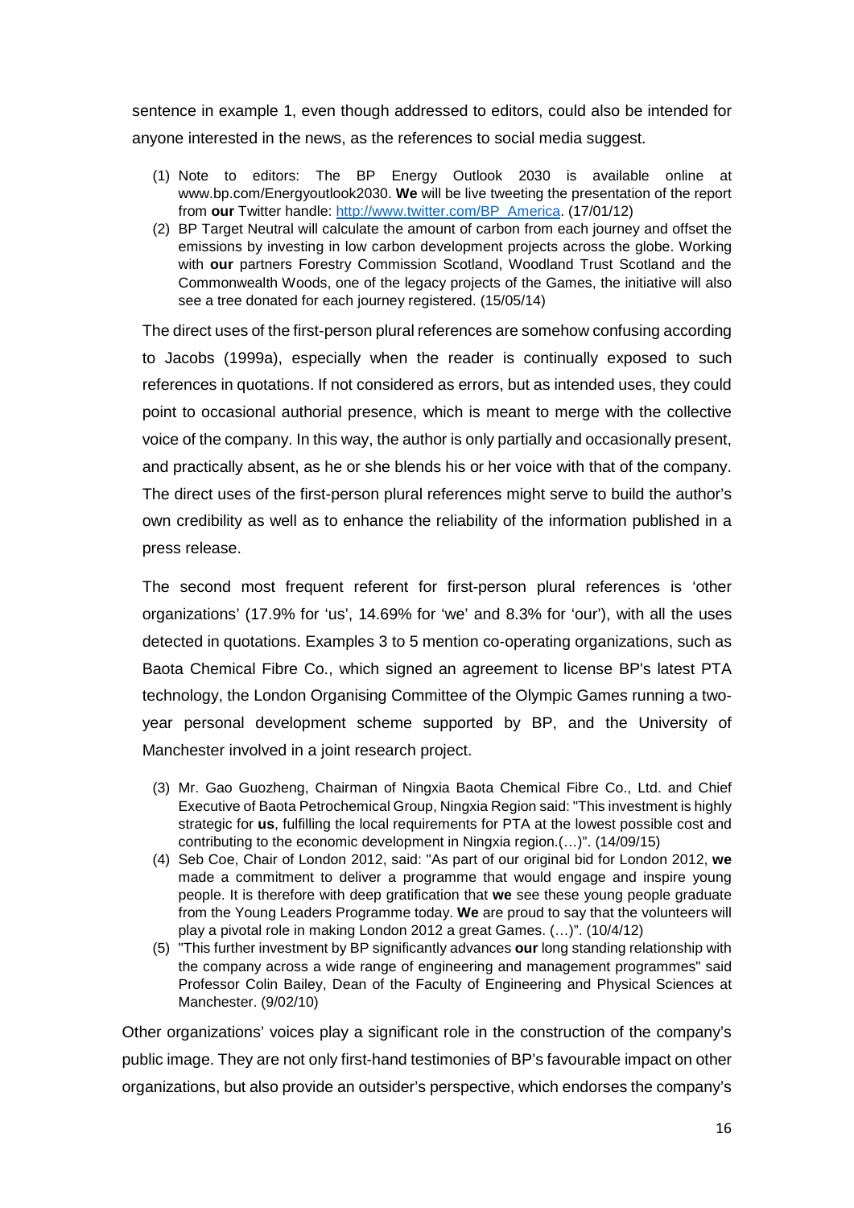sentence in example 1, even though addressed to editors, could also be intended for anyone interested in the news, as the references to social media suggest.

(1) Note to editors: The BP Energy Outlook 2030 is available online at www.bp.com/Energyoutlook2030. **We** will be live tweeting the presentation of the report from **our** Twitter handle: http://www.twitter.com/BP_America. (17/01/12)

(2) BP Target Neutral will calculate the amount of carbon from each journey and offset the emissions by investing in low carbon development projects across the globe. Working with **our** partners Forestry Commission Scotland, Woodland Trust Scotland and the Commonwealth Woods, one of the legacy projects of the Games, the initiative will also see a tree donated for each journey registered. (15/05/14)

The direct uses of the first-person plural references are somehow confusing according to Jacobs (1999a), especially when the reader is continually exposed to such references in quotations. If not considered as errors, but as intended uses, they could point to occasional authorial presence, which is meant to merge with the collective voice of the company. In this way, the author is only partially and occasionally present, and practically absent, as he or she blends his or her voice with that of the company. The direct uses of the first-person plural references might serve to build the author's own credibility as well as to enhance the reliability of the information published in a press release.

The second most frequent referent for first-person plural references is 'other organizations' (17.9% for 'us', 14.69% for 'we' and 8.3% for 'our'), with all the uses detected in quotations. Examples 3 to 5 mention co-operating organizations, such as Baota Chemical Fibre Co., which signed an agreement to license BP's latest PTA technology, the London Organising Committee of the Olympic Games running a two-year personal development scheme supported by BP, and the University of Manchester involved in a joint research project.

(3) Mr. Gao Guozheng, Chairman of Ningxia Baota Chemical Fibre Co., Ltd. and Chief Executive of Baota Petrochemical Group, Ningxia Region said: "This investment is highly strategic for **us**, fulfilling the local requirements for PTA at the lowest possible cost and contributing to the economic development in Ningxia region.(…)". (14/09/15)

(4) Seb Coe, Chair of London 2012, said: "As part of our original bid for London 2012, **we** made a commitment to deliver a programme that would engage and inspire young people. It is therefore with deep gratification that **we** see these young people graduate from the Young Leaders Programme today. **We** are proud to say that the volunteers will play a pivotal role in making London 2012 a great Games. (…)". (10/4/12)

(5) "This further investment by BP significantly advances **our** long standing relationship with the company across a wide range of engineering and management programmes" said Professor Colin Bailey, Dean of the Faculty of Engineering and Physical Sciences at Manchester. (9/02/10)

Other organizations' voices play a significant role in the construction of the company's public image. They are not only first-hand testimonies of BP's favourable impact on other organizations, but also provide an outsider's perspective, which endorses the company's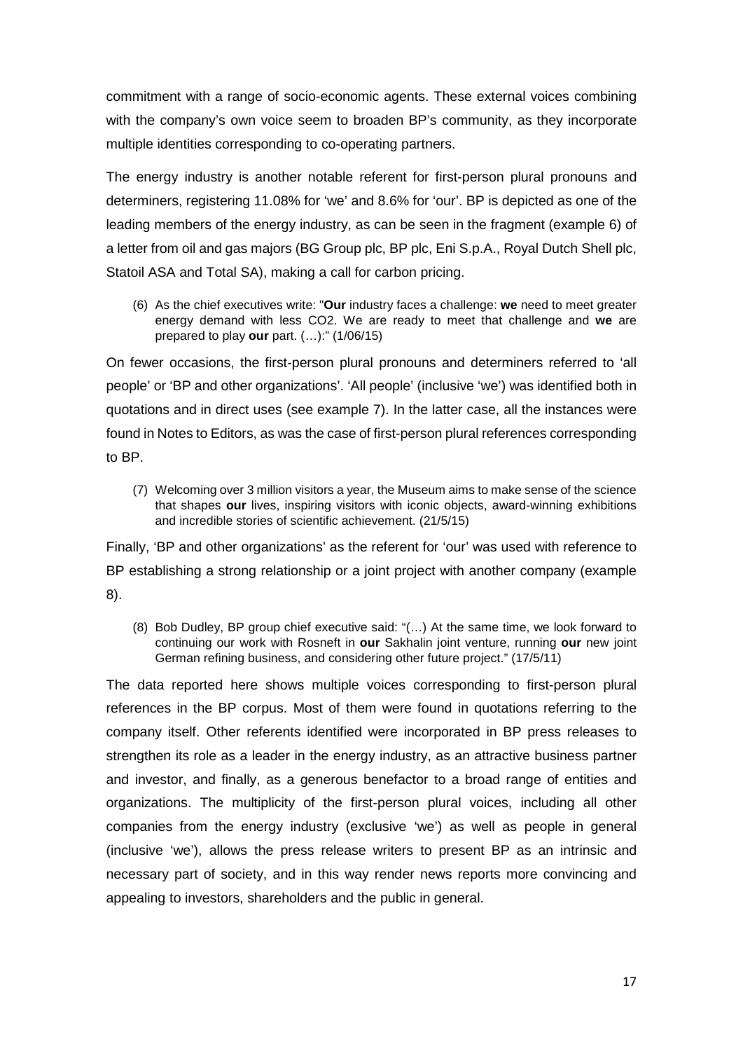commitment with a range of socio-economic agents. These external voices combining with the company's own voice seem to broaden BP's community, as they incorporate multiple identities corresponding to co-operating partners.

The energy industry is another notable referent for first-person plural pronouns and determiners, registering 11.08% for 'we' and 8.6% for 'our'. BP is depicted as one of the leading members of the energy industry, as can be seen in the fragment (example 6) of a letter from oil and gas majors (BG Group plc, BP plc, Eni S.p.A., Royal Dutch Shell plc, Statoil ASA and Total SA), making a call for carbon pricing.

(6) As the chief executives write: "**Our** industry faces a challenge: **we** need to meet greater energy demand with less CO2. We are ready to meet that challenge and **we** are prepared to play **our** part. (…):" (1/06/15)

On fewer occasions, the first-person plural pronouns and determiners referred to 'all people' or 'BP and other organizations'. 'All people' (inclusive 'we') was identified both in quotations and in direct uses (see example 7). In the latter case, all the instances were found in Notes to Editors, as was the case of first-person plural references corresponding to BP.

(7) Welcoming over 3 million visitors a year, the Museum aims to make sense of the science that shapes **our** lives, inspiring visitors with iconic objects, award-winning exhibitions and incredible stories of scientific achievement. (21/5/15)

Finally, 'BP and other organizations' as the referent for 'our' was used with reference to BP establishing a strong relationship or a joint project with another company (example 8).

(8) Bob Dudley, BP group chief executive said: "(…) At the same time, we look forward to continuing our work with Rosneft in **our** Sakhalin joint venture, running **our** new joint German refining business, and considering other future project." (17/5/11)

The data reported here shows multiple voices corresponding to first-person plural references in the BP corpus. Most of them were found in quotations referring to the company itself. Other referents identified were incorporated in BP press releases to strengthen its role as a leader in the energy industry, as an attractive business partner and investor, and finally, as a generous benefactor to a broad range of entities and organizations. The multiplicity of the first-person plural voices, including all other companies from the energy industry (exclusive 'we') as well as people in general (inclusive 'we'), allows the press release writers to present BP as an intrinsic and necessary part of society, and in this way render news reports more convincing and appealing to investors, shareholders and the public in general.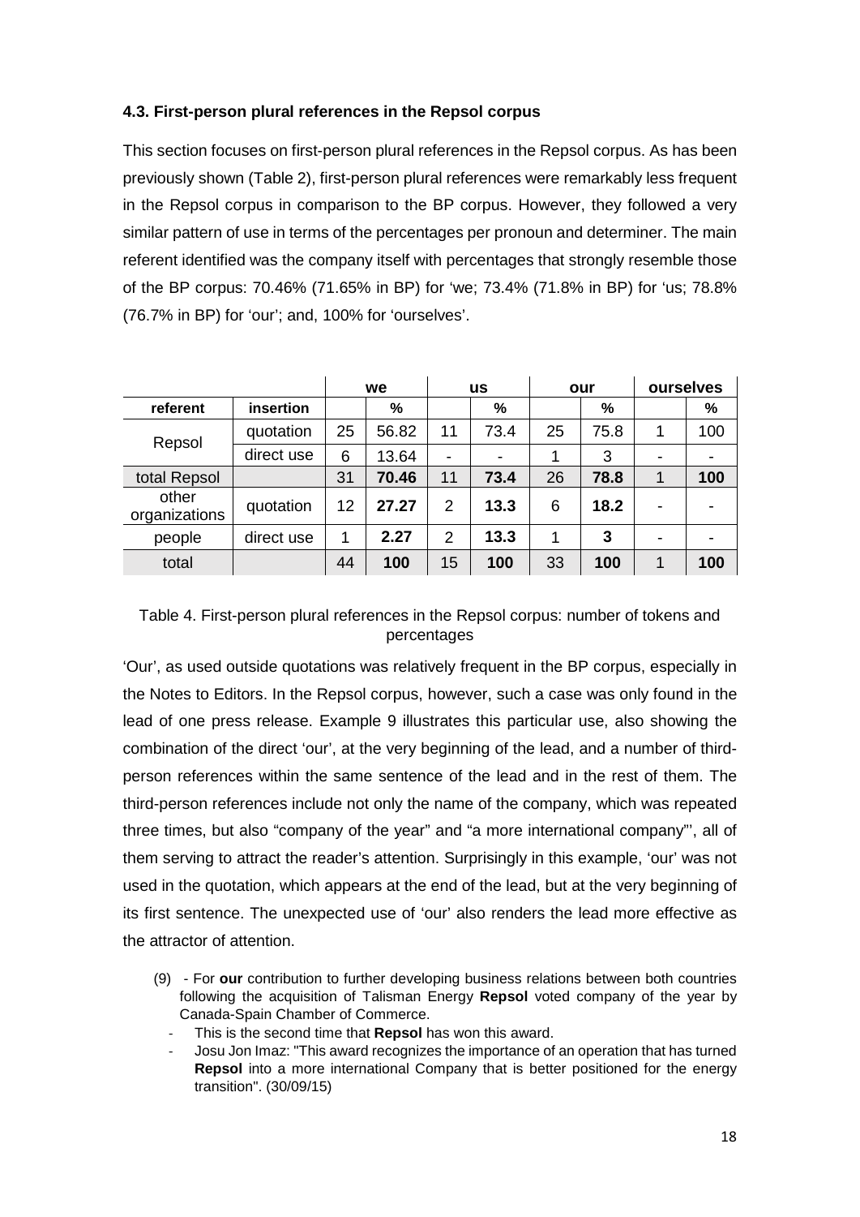### 4.3. First-person plural references in the Repsol corpus

This section focuses on first-person plural references in the Repsol corpus. As has been previously shown (Table 2), first-person plural references were remarkably less frequent in the Repsol corpus in comparison to the BP corpus. However, they followed a very similar pattern of use in terms of the percentages per pronoun and determiner. The main referent identified was the company itself with percentages that strongly resemble those of the BP corpus: 70.46% (71.65% in BP) for 'we; 73.4% (71.8% in BP) for 'us; 78.8% (76.7% in BP) for 'our'; and, 100% for 'ourselves'.

| | | we | | us | | our | | ourselves | |
|---|---|---|---|---|---|---|---|---|---|
| **referent** | **insertion** | | **%** | | **%** | | **%** | | **%** |
| Repsol | quotation | 25 | 56.82 | 11 | 73.4 | 25 | 75.8 | 1 | 100 |
| | direct use | 6 | 13.64 | - | - | 1 | 3 | - | - |
| total Repsol | | 31 | **70.46** | 11 | **73.4** | 26 | **78.8** | 1 | **100** |
| other organizations | quotation | 12 | **27.27** | 2 | **13.3** | 6 | **18.2** | - | - |
| people | direct use | 1 | **2.27** | 2 | **13.3** | 1 | **3** | - | - |
| total | | 44 | **100** | 15 | **100** | 33 | **100** | 1 | **100** |

Table 4. First-person plural references in the Repsol corpus: number of tokens and percentages

'Our', as used outside quotations was relatively frequent in the BP corpus, especially in the Notes to Editors. In the Repsol corpus, however, such a case was only found in the lead of one press release. Example 9 illustrates this particular use, also showing the combination of the direct 'our', at the very beginning of the lead, and a number of third-person references within the same sentence of the lead and in the rest of them. The third-person references include not only the name of the company, which was repeated three times, but also "company of the year" and "a more international company"', all of them serving to attract the reader's attention. Surprisingly in this example, 'our' was not used in the quotation, which appears at the end of the lead, but at the very beginning of its first sentence. The unexpected use of 'our' also renders the lead more effective as the attractor of attention.

(9) - For **our** contribution to further developing business relations between both countries following the acquisition of Talisman Energy **Repsol** voted company of the year by Canada-Spain Chamber of Commerce.

- This is the second time that **Repsol** has won this award.
- Josu Jon Imaz: "This award recognizes the importance of an operation that has turned **Repsol** into a more international Company that is better positioned for the energy transition". (30/09/15)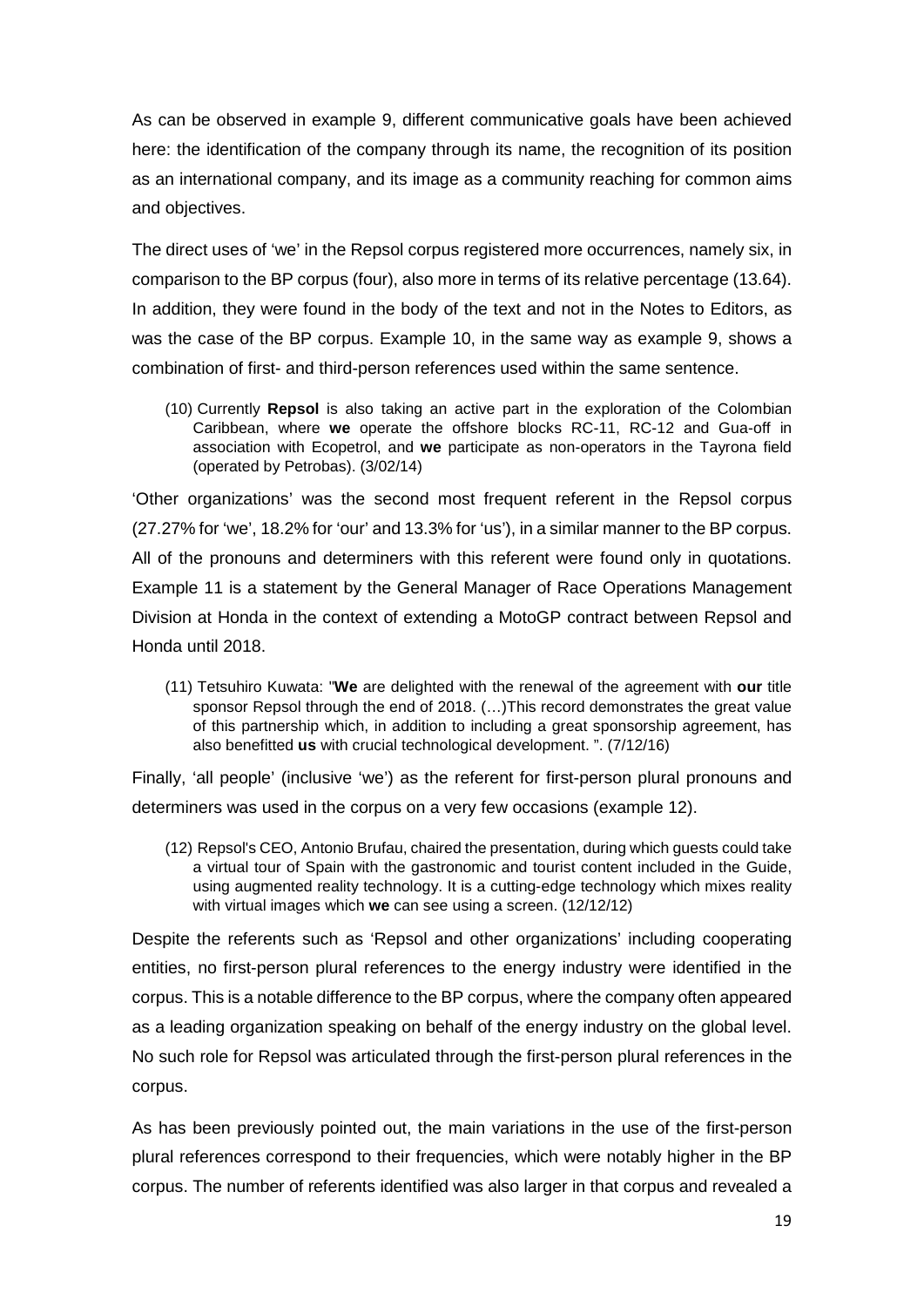As can be observed in example 9, different communicative goals have been achieved here: the identification of the company through its name, the recognition of its position as an international company, and its image as a community reaching for common aims and objectives.

The direct uses of 'we' in the Repsol corpus registered more occurrences, namely six, in comparison to the BP corpus (four), also more in terms of its relative percentage (13.64). In addition, they were found in the body of the text and not in the Notes to Editors, as was the case of the BP corpus. Example 10, in the same way as example 9, shows a combination of first- and third-person references used within the same sentence.

> (10) Currently **Repsol** is also taking an active part in the exploration of the Colombian Caribbean, where **we** operate the offshore blocks RC-11, RC-12 and Gua-off in association with Ecopetrol, and **we** participate as non-operators in the Tayrona field (operated by Petrobas). (3/02/14)

'Other organizations' was the second most frequent referent in the Repsol corpus (27.27% for 'we', 18.2% for 'our' and 13.3% for 'us'), in a similar manner to the BP corpus. All of the pronouns and determiners with this referent were found only in quotations. Example 11 is a statement by the General Manager of Race Operations Management Division at Honda in the context of extending a MotoGP contract between Repsol and Honda until 2018.

> (11) Tetsuhiro Kuwata: "**We** are delighted with the renewal of the agreement with **our** title sponsor Repsol through the end of 2018. (…)This record demonstrates the great value of this partnership which, in addition to including a great sponsorship agreement, has also benefitted **us** with crucial technological development. ". (7/12/16)

Finally, 'all people' (inclusive 'we') as the referent for first-person plural pronouns and determiners was used in the corpus on a very few occasions (example 12).

> (12) Repsol's CEO, Antonio Brufau, chaired the presentation, during which guests could take a virtual tour of Spain with the gastronomic and tourist content included in the Guide, using augmented reality technology. It is a cutting-edge technology which mixes reality with virtual images which **we** can see using a screen. (12/12/12)

Despite the referents such as 'Repsol and other organizations' including cooperating entities, no first-person plural references to the energy industry were identified in the corpus. This is a notable difference to the BP corpus, where the company often appeared as a leading organization speaking on behalf of the energy industry on the global level. No such role for Repsol was articulated through the first-person plural references in the corpus.

As has been previously pointed out, the main variations in the use of the first-person plural references correspond to their frequencies, which were notably higher in the BP corpus. The number of referents identified was also larger in that corpus and revealed a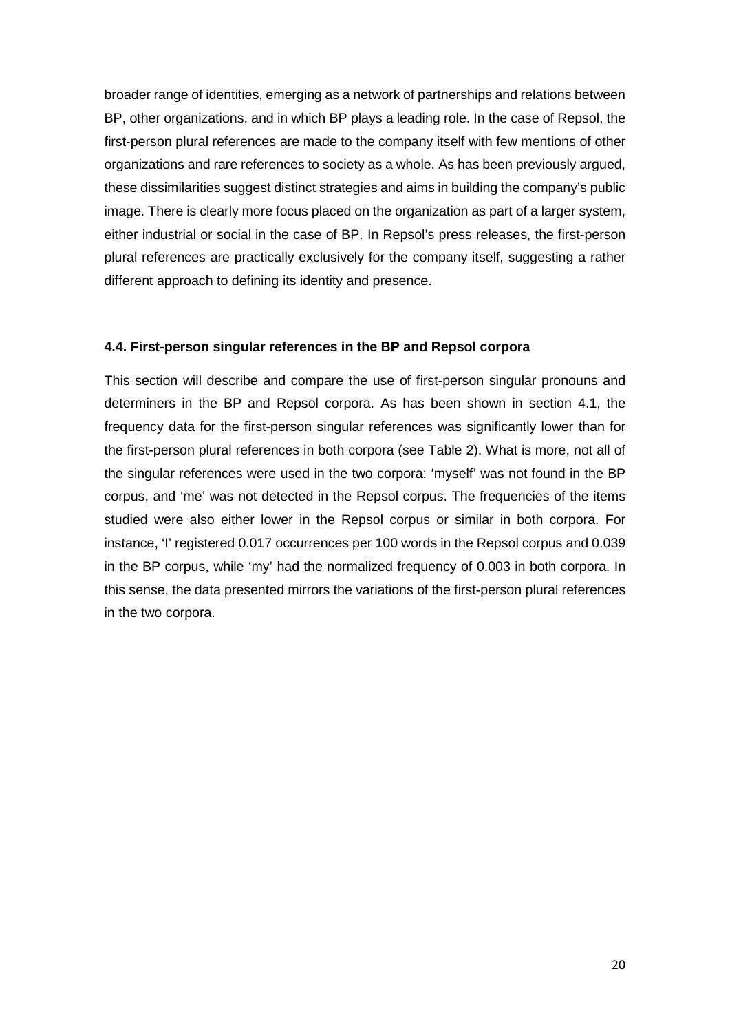broader range of identities, emerging as a network of partnerships and relations between BP, other organizations, and in which BP plays a leading role. In the case of Repsol, the first-person plural references are made to the company itself with few mentions of other organizations and rare references to society as a whole. As has been previously argued, these dissimilarities suggest distinct strategies and aims in building the company's public image. There is clearly more focus placed on the organization as part of a larger system, either industrial or social in the case of BP. In Repsol's press releases, the first-person plural references are practically exclusively for the company itself, suggesting a rather different approach to defining its identity and presence.

### 4.4. First-person singular references in the BP and Repsol corpora

This section will describe and compare the use of first-person singular pronouns and determiners in the BP and Repsol corpora. As has been shown in section 4.1, the frequency data for the first-person singular references was significantly lower than for the first-person plural references in both corpora (see Table 2). What is more, not all of the singular references were used in the two corpora: 'myself' was not found in the BP corpus, and 'me' was not detected in the Repsol corpus. The frequencies of the items studied were also either lower in the Repsol corpus or similar in both corpora. For instance, 'I' registered 0.017 occurrences per 100 words in the Repsol corpus and 0.039 in the BP corpus, while 'my' had the normalized frequency of 0.003 in both corpora. In this sense, the data presented mirrors the variations of the first-person plural references in the two corpora.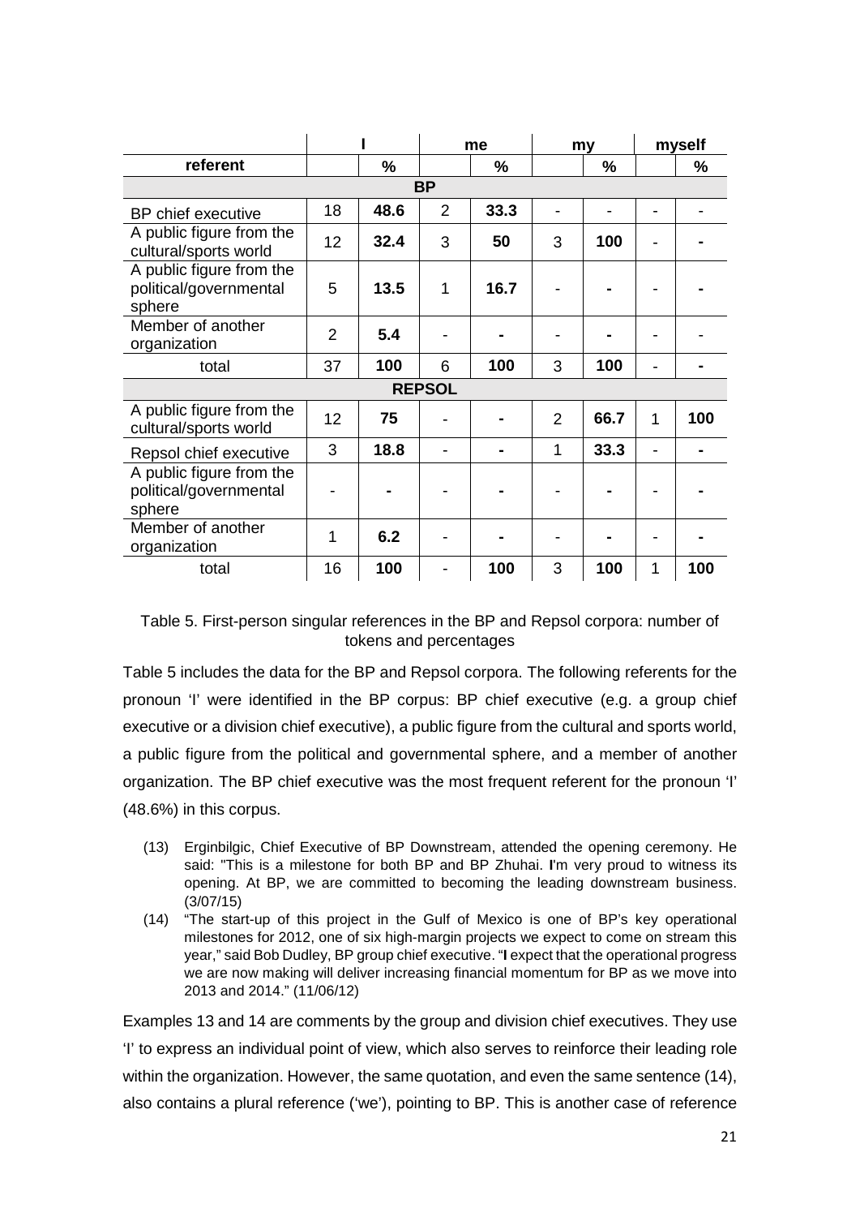| | I | | me | | my | | myself | |
|---|---|---|---|---|---|---|---|---|
| **referent** | | **%** | | **%** | | **%** | | **%** |
| **BP** | | | | | | | | |
| BP chief executive | 18 | **48.6** | 2 | **33.3** | - | - | - | - |
| A public figure from the cultural/sports world | 12 | **32.4** | 3 | **50** | 3 | **100** | - | **-** |
| A public figure from the political/governmental sphere | 5 | **13.5** | 1 | **16.7** | - | **-** | - | **-** |
| Member of another organization | 2 | **5.4** | - | **-** | - | **-** | - | - |
| total | 37 | **100** | 6 | **100** | 3 | **100** | - | **-** |
| **REPSOL** | | | | | | | | |
| A public figure from the cultural/sports world | 12 | **75** | - | **-** | 2 | **66.7** | 1 | **100** |
| Repsol chief executive | 3 | **18.8** | - | **-** | 1 | **33.3** | - | **-** |
| A public figure from the political/governmental sphere | - | **-** | - | **-** | - | **-** | - | **-** |
| Member of another organization | 1 | **6.2** | - | **-** | - | **-** | - | **-** |
| total | 16 | **100** | - | **100** | 3 | **100** | 1 | **100** |

Table 5. First-person singular references in the BP and Repsol corpora: number of tokens and percentages

Table 5 includes the data for the BP and Repsol corpora. The following referents for the pronoun 'I' were identified in the BP corpus: BP chief executive (e.g. a group chief executive or a division chief executive), a public figure from the cultural and sports world, a public figure from the political and governmental sphere, and a member of another organization. The BP chief executive was the most frequent referent for the pronoun 'I' (48.6%) in this corpus.

(13) Erginbilgic, Chief Executive of BP Downstream, attended the opening ceremony. He said: "This is a milestone for both BP and BP Zhuhai. **I**'m very proud to witness its opening. At BP, we are committed to becoming the leading downstream business. (3/07/15)

(14) "The start-up of this project in the Gulf of Mexico is one of BP's key operational milestones for 2012, one of six high-margin projects we expect to come on stream this year," said Bob Dudley, BP group chief executive. "**I** expect that the operational progress we are now making will deliver increasing financial momentum for BP as we move into 2013 and 2014." (11/06/12)

Examples 13 and 14 are comments by the group and division chief executives. They use 'I' to express an individual point of view, which also serves to reinforce their leading role within the organization. However, the same quotation, and even the same sentence (14), also contains a plural reference ('we'), pointing to BP. This is another case of reference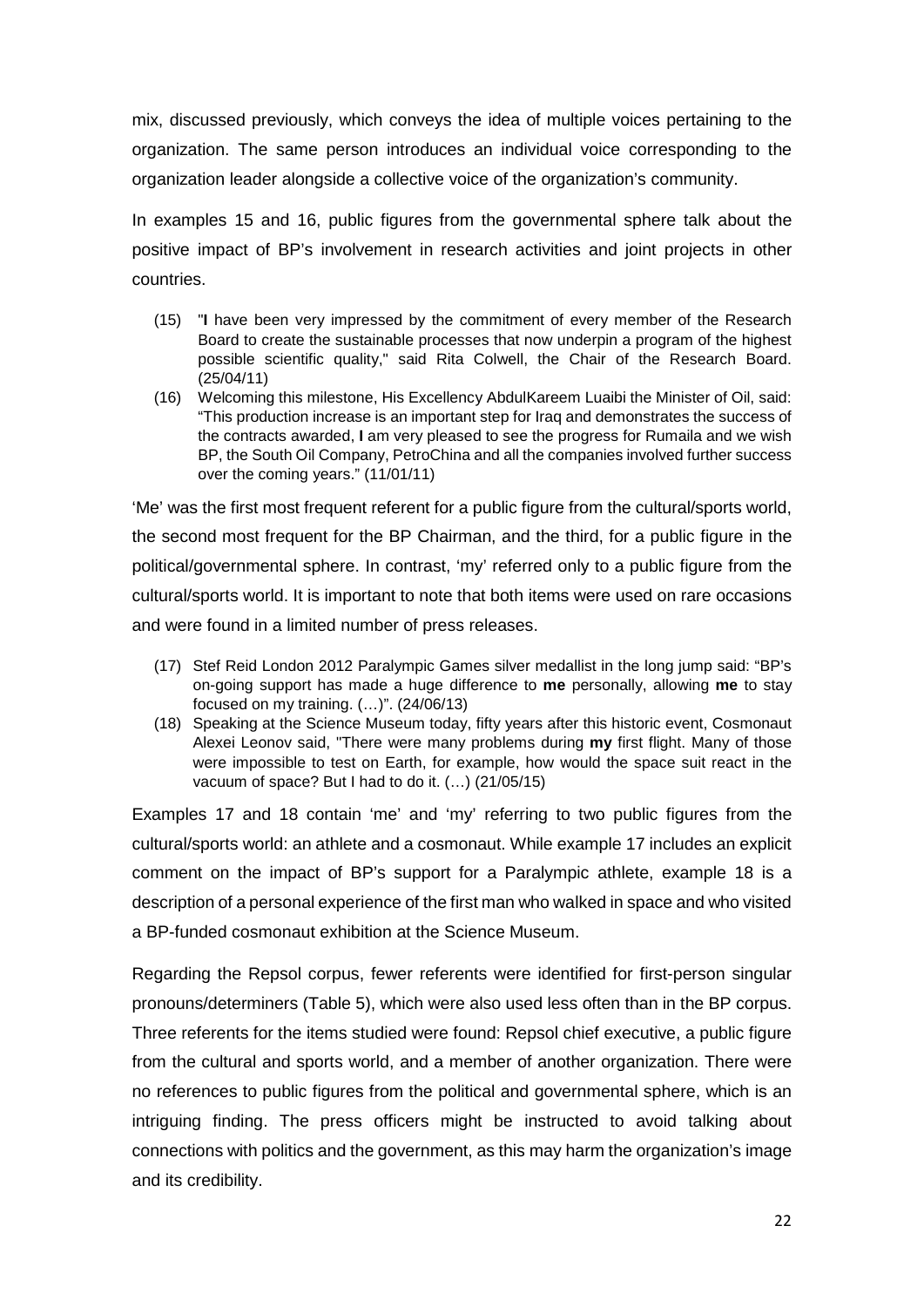mix, discussed previously, which conveys the idea of multiple voices pertaining to the organization. The same person introduces an individual voice corresponding to the organization leader alongside a collective voice of the organization's community.

In examples 15 and 16, public figures from the governmental sphere talk about the positive impact of BP's involvement in research activities and joint projects in other countries.

(15) "**I** have been very impressed by the commitment of every member of the Research Board to create the sustainable processes that now underpin a program of the highest possible scientific quality," said Rita Colwell, the Chair of the Research Board. (25/04/11)

(16) Welcoming this milestone, His Excellency AbdulKareem Luaibi the Minister of Oil, said: "This production increase is an important step for Iraq and demonstrates the success of the contracts awarded, **I** am very pleased to see the progress for Rumaila and we wish BP, the South Oil Company, PetroChina and all the companies involved further success over the coming years." (11/01/11)

'Me' was the first most frequent referent for a public figure from the cultural/sports world, the second most frequent for the BP Chairman, and the third, for a public figure in the political/governmental sphere. In contrast, 'my' referred only to a public figure from the cultural/sports world. It is important to note that both items were used on rare occasions and were found in a limited number of press releases.

(17) Stef Reid London 2012 Paralympic Games silver medallist in the long jump said: "BP's on-going support has made a huge difference to **me** personally, allowing **me** to stay focused on my training. (…)". (24/06/13)

(18) Speaking at the Science Museum today, fifty years after this historic event, Cosmonaut Alexei Leonov said, "There were many problems during **my** first flight. Many of those were impossible to test on Earth, for example, how would the space suit react in the vacuum of space? But I had to do it. (…) (21/05/15)

Examples 17 and 18 contain 'me' and 'my' referring to two public figures from the cultural/sports world: an athlete and a cosmonaut. While example 17 includes an explicit comment on the impact of BP's support for a Paralympic athlete, example 18 is a description of a personal experience of the first man who walked in space and who visited a BP-funded cosmonaut exhibition at the Science Museum.

Regarding the Repsol corpus, fewer referents were identified for first-person singular pronouns/determiners (Table 5), which were also used less often than in the BP corpus. Three referents for the items studied were found: Repsol chief executive, a public figure from the cultural and sports world, and a member of another organization. There were no references to public figures from the political and governmental sphere, which is an intriguing finding. The press officers might be instructed to avoid talking about connections with politics and the government, as this may harm the organization's image and its credibility.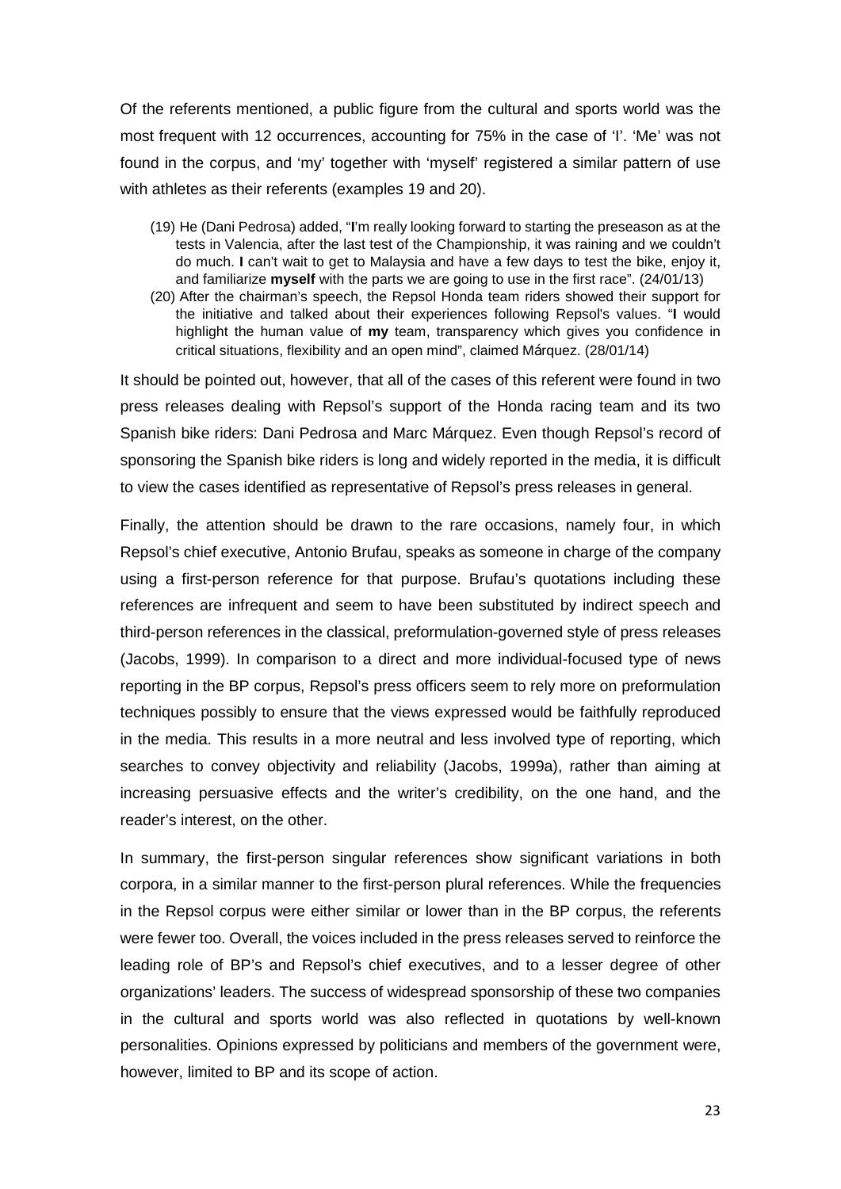Of the referents mentioned, a public figure from the cultural and sports world was the most frequent with 12 occurrences, accounting for 75% in the case of 'I'. 'Me' was not found in the corpus, and 'my' together with 'myself' registered a similar pattern of use with athletes as their referents (examples 19 and 20).

(19) He (Dani Pedrosa) added, "**I**'m really looking forward to starting the preseason as at the tests in Valencia, after the last test of the Championship, it was raining and we couldn't do much. **I** can't wait to get to Malaysia and have a few days to test the bike, enjoy it, and familiarize **myself** with the parts we are going to use in the first race". (24/01/13)

(20) After the chairman's speech, the Repsol Honda team riders showed their support for the initiative and talked about their experiences following Repsol's values. "**I** would highlight the human value of **my** team, transparency which gives you confidence in critical situations, flexibility and an open mind", claimed Márquez. (28/01/14)

It should be pointed out, however, that all of the cases of this referent were found in two press releases dealing with Repsol's support of the Honda racing team and its two Spanish bike riders: Dani Pedrosa and Marc Márquez. Even though Repsol's record of sponsoring the Spanish bike riders is long and widely reported in the media, it is difficult to view the cases identified as representative of Repsol's press releases in general.

Finally, the attention should be drawn to the rare occasions, namely four, in which Repsol's chief executive, Antonio Brufau, speaks as someone in charge of the company using a first-person reference for that purpose. Brufau's quotations including these references are infrequent and seem to have been substituted by indirect speech and third-person references in the classical, preformulation-governed style of press releases (Jacobs, 1999). In comparison to a direct and more individual-focused type of news reporting in the BP corpus, Repsol's press officers seem to rely more on preformulation techniques possibly to ensure that the views expressed would be faithfully reproduced in the media. This results in a more neutral and less involved type of reporting, which searches to convey objectivity and reliability (Jacobs, 1999a), rather than aiming at increasing persuasive effects and the writer's credibility, on the one hand, and the reader's interest, on the other.

In summary, the first-person singular references show significant variations in both corpora, in a similar manner to the first-person plural references. While the frequencies in the Repsol corpus were either similar or lower than in the BP corpus, the referents were fewer too. Overall, the voices included in the press releases served to reinforce the leading role of BP's and Repsol's chief executives, and to a lesser degree of other organizations' leaders. The success of widespread sponsorship of these two companies in the cultural and sports world was also reflected in quotations by well-known personalities. Opinions expressed by politicians and members of the government were, however, limited to BP and its scope of action.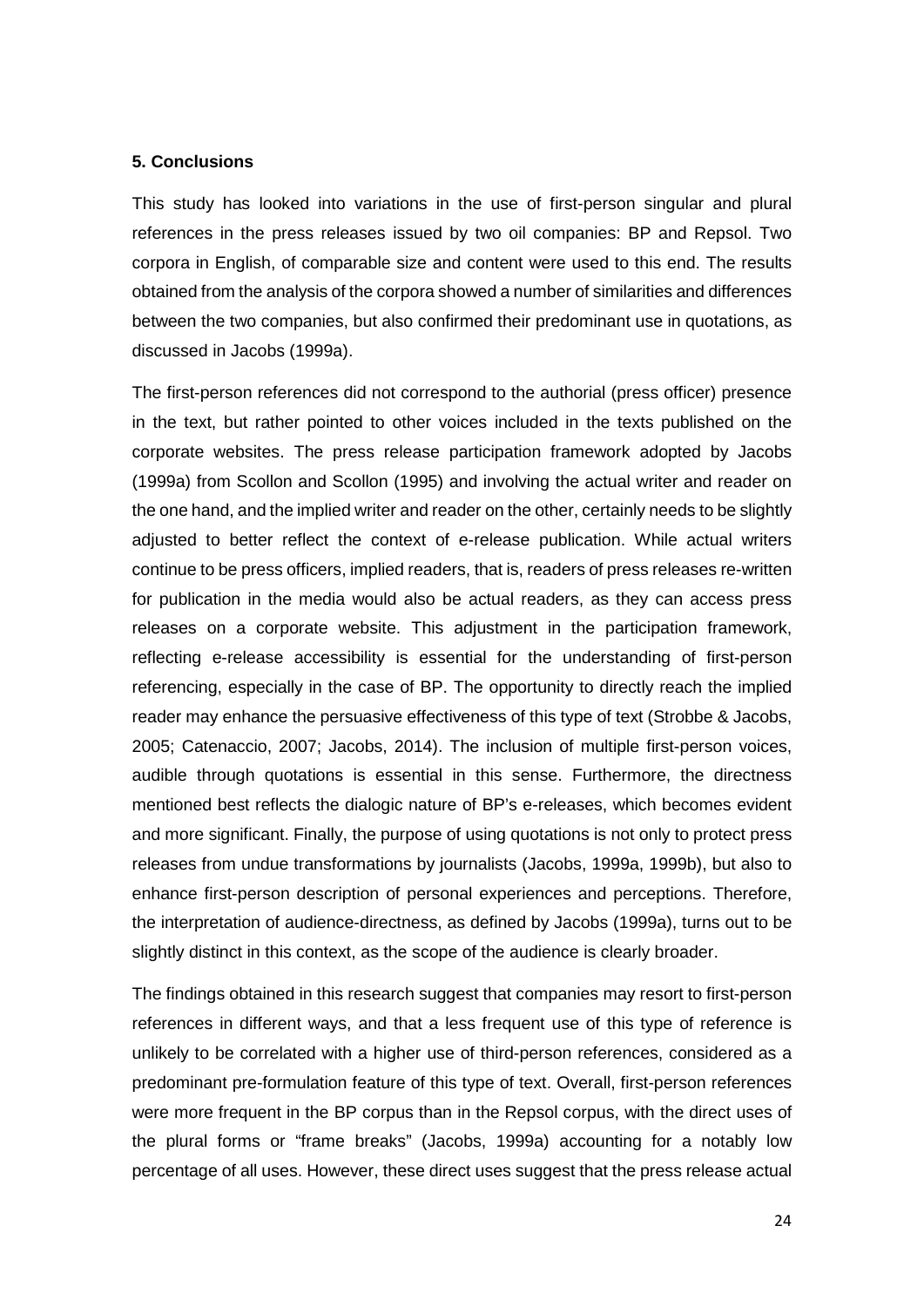## 5. Conclusions

This study has looked into variations in the use of first-person singular and plural references in the press releases issued by two oil companies: BP and Repsol. Two corpora in English, of comparable size and content were used to this end. The results obtained from the analysis of the corpora showed a number of similarities and differences between the two companies, but also confirmed their predominant use in quotations, as discussed in Jacobs (1999a).

The first-person references did not correspond to the authorial (press officer) presence in the text, but rather pointed to other voices included in the texts published on the corporate websites. The press release participation framework adopted by Jacobs (1999a) from Scollon and Scollon (1995) and involving the actual writer and reader on the one hand, and the implied writer and reader on the other, certainly needs to be slightly adjusted to better reflect the context of e-release publication. While actual writers continue to be press officers, implied readers, that is, readers of press releases re-written for publication in the media would also be actual readers, as they can access press releases on a corporate website. This adjustment in the participation framework, reflecting e-release accessibility is essential for the understanding of first-person referencing, especially in the case of BP. The opportunity to directly reach the implied reader may enhance the persuasive effectiveness of this type of text (Strobbe & Jacobs, 2005; Catenaccio, 2007; Jacobs, 2014). The inclusion of multiple first-person voices, audible through quotations is essential in this sense. Furthermore, the directness mentioned best reflects the dialogic nature of BP's e-releases, which becomes evident and more significant. Finally, the purpose of using quotations is not only to protect press releases from undue transformations by journalists (Jacobs, 1999a, 1999b), but also to enhance first-person description of personal experiences and perceptions. Therefore, the interpretation of audience-directness, as defined by Jacobs (1999a), turns out to be slightly distinct in this context, as the scope of the audience is clearly broader.

The findings obtained in this research suggest that companies may resort to first-person references in different ways, and that a less frequent use of this type of reference is unlikely to be correlated with a higher use of third-person references, considered as a predominant pre-formulation feature of this type of text. Overall, first-person references were more frequent in the BP corpus than in the Repsol corpus, with the direct uses of the plural forms or "frame breaks" (Jacobs, 1999a) accounting for a notably low percentage of all uses. However, these direct uses suggest that the press release actual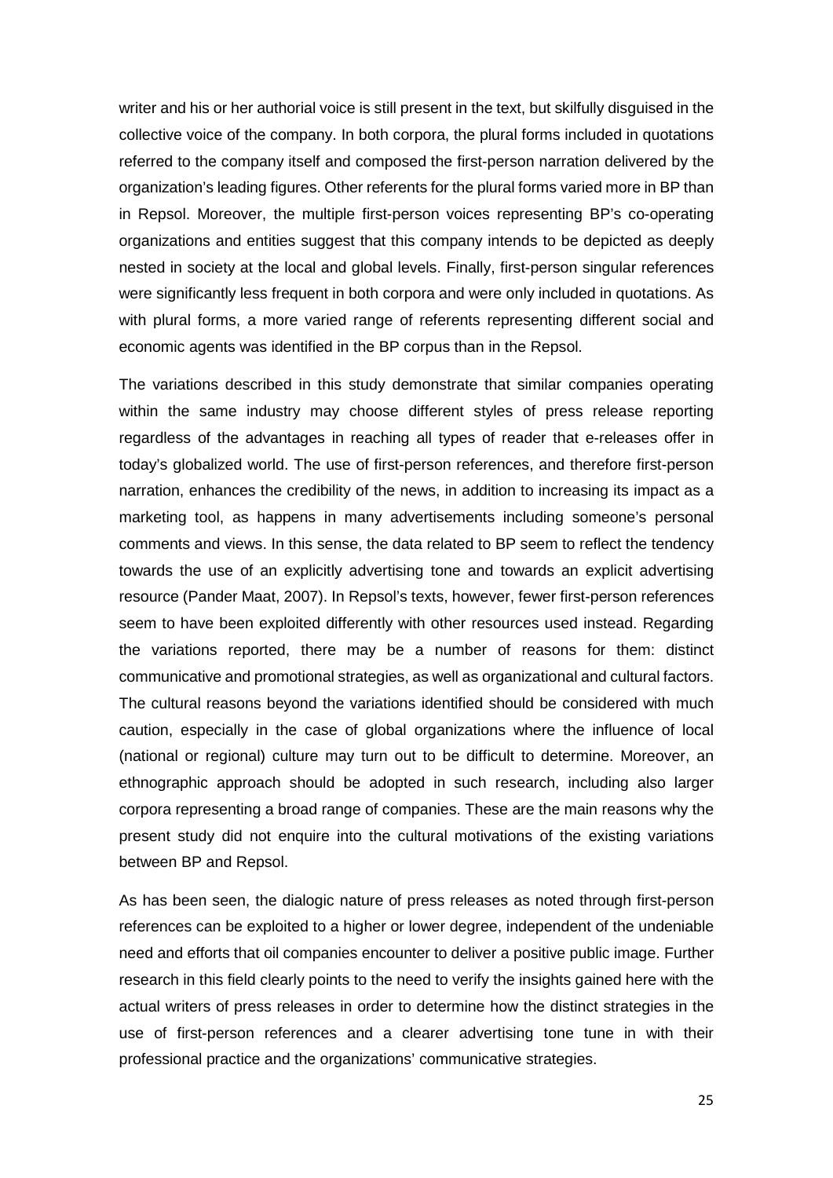writer and his or her authorial voice is still present in the text, but skilfully disguised in the collective voice of the company. In both corpora, the plural forms included in quotations referred to the company itself and composed the first-person narration delivered by the organization's leading figures. Other referents for the plural forms varied more in BP than in Repsol. Moreover, the multiple first-person voices representing BP's co-operating organizations and entities suggest that this company intends to be depicted as deeply nested in society at the local and global levels. Finally, first-person singular references were significantly less frequent in both corpora and were only included in quotations. As with plural forms, a more varied range of referents representing different social and economic agents was identified in the BP corpus than in the Repsol.

The variations described in this study demonstrate that similar companies operating within the same industry may choose different styles of press release reporting regardless of the advantages in reaching all types of reader that e-releases offer in today's globalized world. The use of first-person references, and therefore first-person narration, enhances the credibility of the news, in addition to increasing its impact as a marketing tool, as happens in many advertisements including someone's personal comments and views. In this sense, the data related to BP seem to reflect the tendency towards the use of an explicitly advertising tone and towards an explicit advertising resource (Pander Maat, 2007). In Repsol's texts, however, fewer first-person references seem to have been exploited differently with other resources used instead. Regarding the variations reported, there may be a number of reasons for them: distinct communicative and promotional strategies, as well as organizational and cultural factors. The cultural reasons beyond the variations identified should be considered with much caution, especially in the case of global organizations where the influence of local (national or regional) culture may turn out to be difficult to determine. Moreover, an ethnographic approach should be adopted in such research, including also larger corpora representing a broad range of companies. These are the main reasons why the present study did not enquire into the cultural motivations of the existing variations between BP and Repsol.

As has been seen, the dialogic nature of press releases as noted through first-person references can be exploited to a higher or lower degree, independent of the undeniable need and efforts that oil companies encounter to deliver a positive public image. Further research in this field clearly points to the need to verify the insights gained here with the actual writers of press releases in order to determine how the distinct strategies in the use of first-person references and a clearer advertising tone tune in with their professional practice and the organizations' communicative strategies.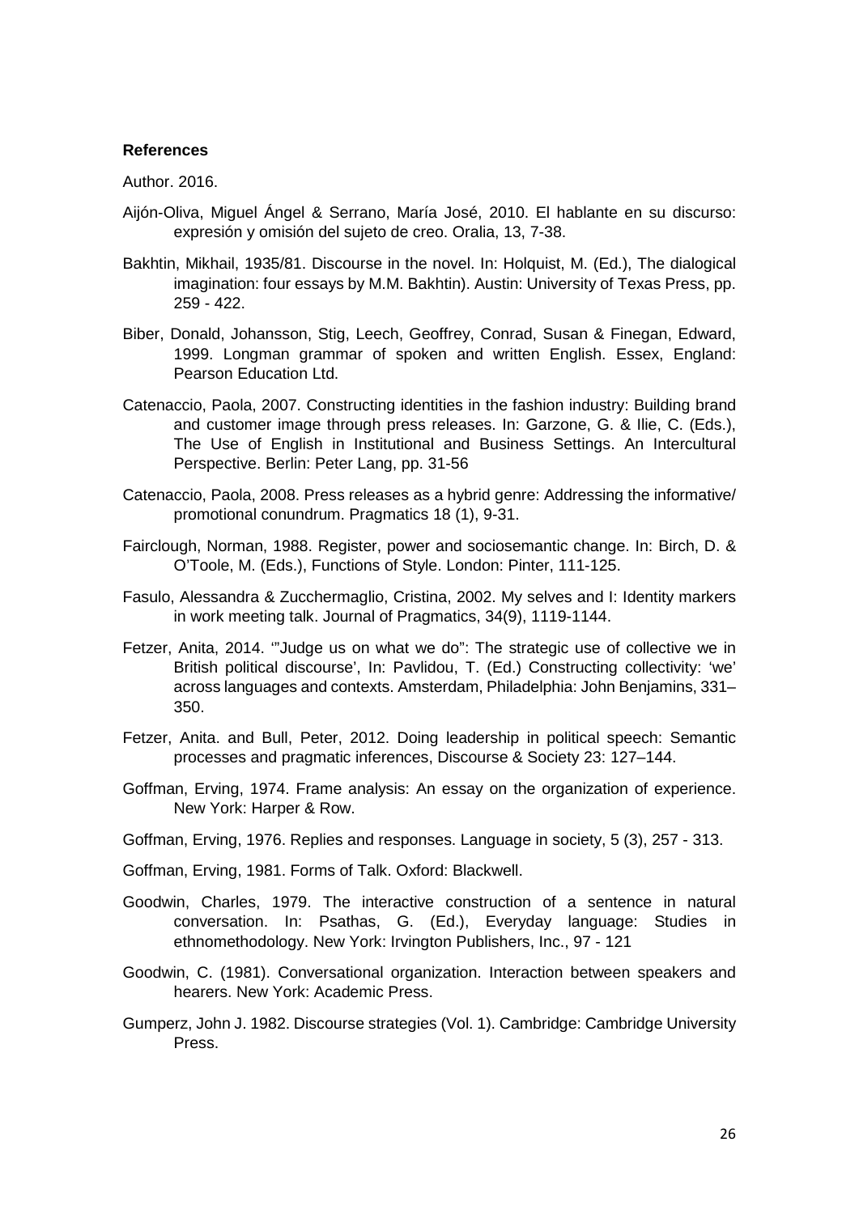**References**

Author. 2016.

Aijón-Oliva, Miguel Ángel & Serrano, María José, 2010. El hablante en su discurso: expresión y omisión del sujeto de creo. Oralia, 13, 7-38.

Bakhtin, Mikhail, 1935/81. Discourse in the novel. In: Holquist, M. (Ed.), The dialogical imagination: four essays by M.M. Bakhtin). Austin: University of Texas Press, pp. 259 - 422.

Biber, Donald, Johansson, Stig, Leech, Geoffrey, Conrad, Susan & Finegan, Edward, 1999. Longman grammar of spoken and written English. Essex, England: Pearson Education Ltd.

Catenaccio, Paola, 2007. Constructing identities in the fashion industry: Building brand and customer image through press releases. In: Garzone, G. & Ilie, C. (Eds.), The Use of English in Institutional and Business Settings. An Intercultural Perspective. Berlin: Peter Lang, pp. 31-56

Catenaccio, Paola, 2008. Press releases as a hybrid genre: Addressing the informative/ promotional conundrum. Pragmatics 18 (1), 9-31.

Fairclough, Norman, 1988. Register, power and sociosemantic change. In: Birch, D. & O'Toole, M. (Eds.), Functions of Style. London: Pinter, 111-125.

Fasulo, Alessandra & Zucchermaglio, Cristina, 2002. My selves and I: Identity markers in work meeting talk. Journal of Pragmatics, 34(9), 1119-1144.

Fetzer, Anita, 2014. '"Judge us on what we do": The strategic use of collective we in British political discourse', In: Pavlidou, T. (Ed.) Constructing collectivity: 'we' across languages and contexts. Amsterdam, Philadelphia: John Benjamins, 331–350.

Fetzer, Anita. and Bull, Peter, 2012. Doing leadership in political speech: Semantic processes and pragmatic inferences, Discourse & Society 23: 127–144.

Goffman, Erving, 1974. Frame analysis: An essay on the organization of experience. New York: Harper & Row.

Goffman, Erving, 1976. Replies and responses. Language in society, 5 (3), 257 - 313.

Goffman, Erving, 1981. Forms of Talk. Oxford: Blackwell.

Goodwin, Charles, 1979. The interactive construction of a sentence in natural conversation. In: Psathas, G. (Ed.), Everyday language: Studies in ethnomethodology. New York: Irvington Publishers, Inc., 97 - 121

Goodwin, C. (1981). Conversational organization. Interaction between speakers and hearers. New York: Academic Press.

Gumperz, John J. 1982. Discourse strategies (Vol. 1). Cambridge: Cambridge University Press.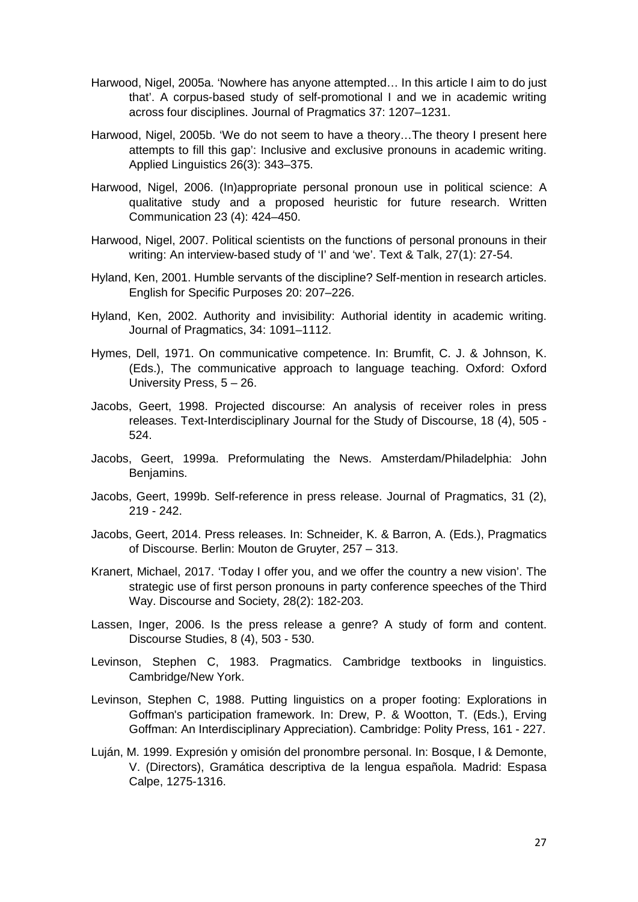Harwood, Nigel, 2005a. 'Nowhere has anyone attempted… In this article I aim to do just that'. A corpus-based study of self-promotional I and we in academic writing across four disciplines. Journal of Pragmatics 37: 1207–1231.

Harwood, Nigel, 2005b. 'We do not seem to have a theory…The theory I present here attempts to fill this gap': Inclusive and exclusive pronouns in academic writing. Applied Linguistics 26(3): 343–375.

Harwood, Nigel, 2006. (In)appropriate personal pronoun use in political science: A qualitative study and a proposed heuristic for future research. Written Communication 23 (4): 424–450.

Harwood, Nigel, 2007. Political scientists on the functions of personal pronouns in their writing: An interview-based study of 'I' and 'we'. Text & Talk, 27(1): 27-54.

Hyland, Ken, 2001. Humble servants of the discipline? Self-mention in research articles. English for Specific Purposes 20: 207–226.

Hyland, Ken, 2002. Authority and invisibility: Authorial identity in academic writing. Journal of Pragmatics, 34: 1091–1112.

Hymes, Dell, 1971. On communicative competence. In: Brumfit, C. J. & Johnson, K. (Eds.), The communicative approach to language teaching. Oxford: Oxford University Press, 5 – 26.

Jacobs, Geert, 1998. Projected discourse: An analysis of receiver roles in press releases. Text-Interdisciplinary Journal for the Study of Discourse, 18 (4), 505 - 524.

Jacobs, Geert, 1999a. Preformulating the News. Amsterdam/Philadelphia: John Benjamins.

Jacobs, Geert, 1999b. Self-reference in press release. Journal of Pragmatics, 31 (2), 219 - 242.

Jacobs, Geert, 2014. Press releases. In: Schneider, K. & Barron, A. (Eds.), Pragmatics of Discourse. Berlin: Mouton de Gruyter, 257 – 313.

Kranert, Michael, 2017. 'Today I offer you, and we offer the country a new vision'. The strategic use of first person pronouns in party conference speeches of the Third Way. Discourse and Society, 28(2): 182-203.

Lassen, Inger, 2006. Is the press release a genre? A study of form and content. Discourse Studies, 8 (4), 503 - 530.

Levinson, Stephen C, 1983. Pragmatics. Cambridge textbooks in linguistics. Cambridge/New York.

Levinson, Stephen C, 1988. Putting linguistics on a proper footing: Explorations in Goffman's participation framework. In: Drew, P. & Wootton, T. (Eds.), Erving Goffman: An Interdisciplinary Appreciation). Cambridge: Polity Press, 161 - 227.

Luján, M. 1999. Expresión y omisión del pronombre personal. In: Bosque, I & Demonte, V. (Directors), Gramática descriptiva de la lengua española. Madrid: Espasa Calpe, 1275-1316.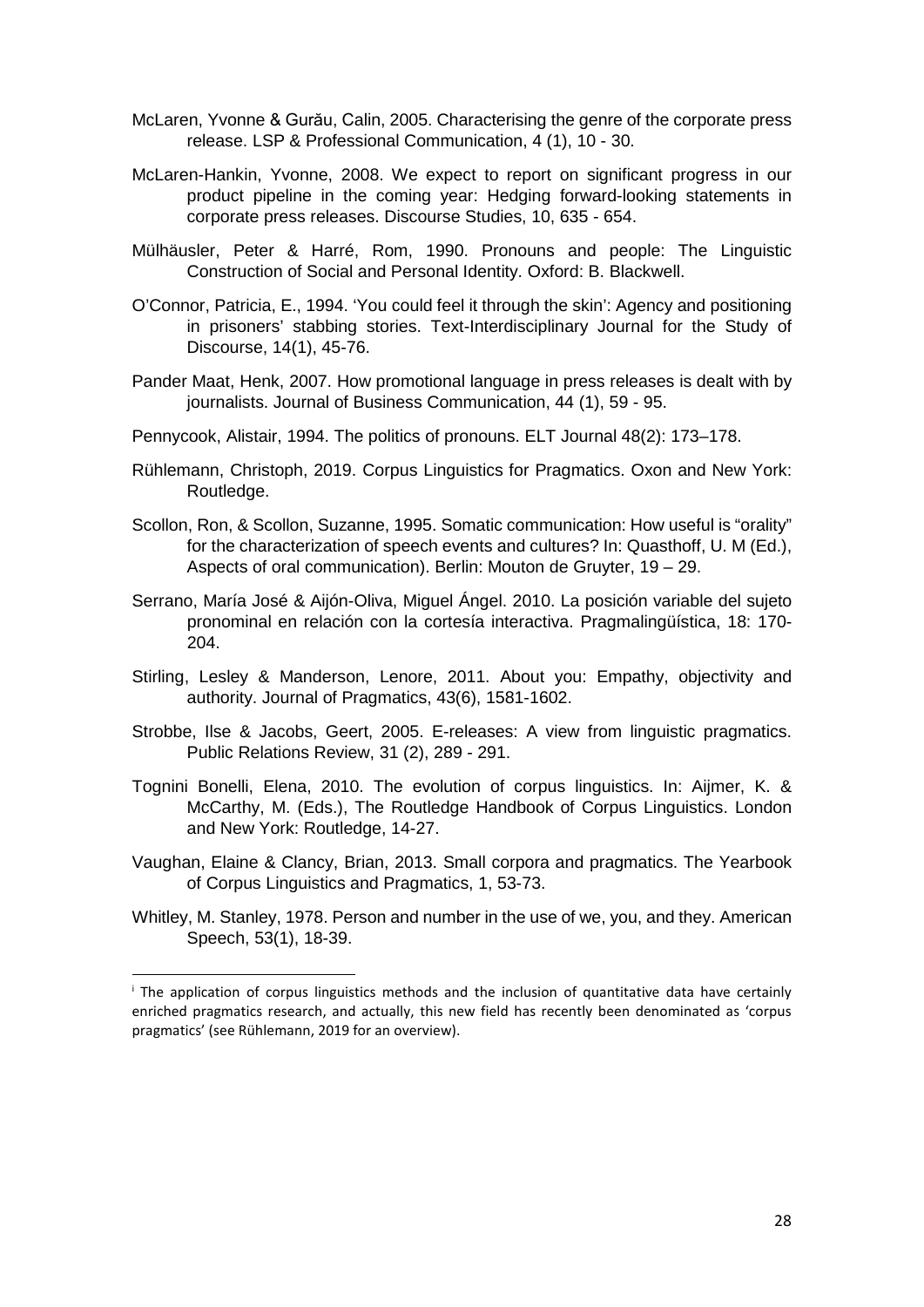McLaren, Yvonne & Gurău, Calin, 2005. Characterising the genre of the corporate press release. LSP & Professional Communication, 4 (1), 10 - 30.

McLaren-Hankin, Yvonne, 2008. We expect to report on significant progress in our product pipeline in the coming year: Hedging forward-looking statements in corporate press releases. Discourse Studies, 10, 635 - 654.

Mülhäusler, Peter & Harré, Rom, 1990. Pronouns and people: The Linguistic Construction of Social and Personal Identity. Oxford: B. Blackwell.

O'Connor, Patricia, E., 1994. 'You could feel it through the skin': Agency and positioning in prisoners' stabbing stories. Text-Interdisciplinary Journal for the Study of Discourse, 14(1), 45-76.

Pander Maat, Henk, 2007. How promotional language in press releases is dealt with by journalists. Journal of Business Communication, 44 (1), 59 - 95.

Pennycook, Alistair, 1994. The politics of pronouns. ELT Journal 48(2): 173–178.

Rühlemann, Christoph, 2019. Corpus Linguistics for Pragmatics. Oxon and New York: Routledge.

Scollon, Ron, & Scollon, Suzanne, 1995. Somatic communication: How useful is "orality" for the characterization of speech events and cultures? In: Quasthoff, U. M (Ed.), Aspects of oral communication). Berlin: Mouton de Gruyter, 19 – 29.

Serrano, María José & Aijón-Oliva, Miguel Ángel. 2010. La posición variable del sujeto pronominal en relación con la cortesía interactiva. Pragmalingüística, 18: 170-204.

Stirling, Lesley & Manderson, Lenore, 2011. About you: Empathy, objectivity and authority. Journal of Pragmatics, 43(6), 1581-1602.

Strobbe, Ilse & Jacobs, Geert, 2005. E-releases: A view from linguistic pragmatics. Public Relations Review, 31 (2), 289 - 291.

Tognini Bonelli, Elena, 2010. The evolution of corpus linguistics. In: Aijmer, K. & McCarthy, M. (Eds.), The Routledge Handbook of Corpus Linguistics. London and New York: Routledge, 14-27.

Vaughan, Elaine & Clancy, Brian, 2013. Small corpora and pragmatics. The Yearbook of Corpus Linguistics and Pragmatics, 1, 53-73.

Whitley, M. Stanley, 1978. Person and number in the use of we, you, and they. American Speech, 53(1), 18-39.

---

[i] The application of corpus linguistics methods and the inclusion of quantitative data have certainly enriched pragmatics research, and actually, this new field has recently been denominated as 'corpus pragmatics' (see Rühlemann, 2019 for an overview).